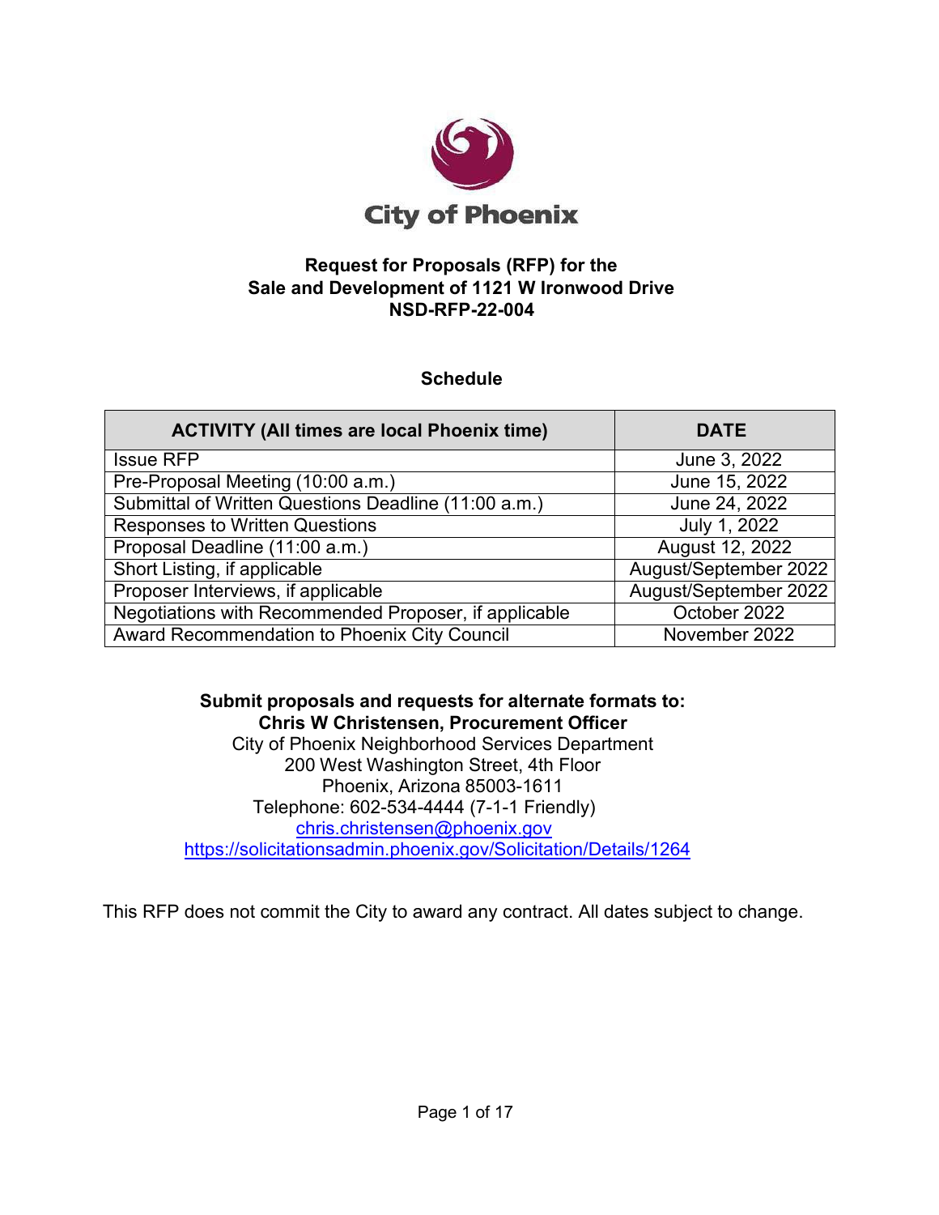City of Phoenix

# Request for Proposals (RFP) for the Sale and Development of 1121 W Ironwood Drive NSD-RFP-22-004

## Schedule

| ACTIVITY (All times are local Phoenix time) | DATE |
|---|---|
| Issue RFP | June 3, 2022 |
| Pre-Proposal Meeting (10:00 a.m.) | June 15, 2022 |
| Submittal of Written Questions Deadline (11:00 a.m.) | June 24, 2022 |
| Responses to Written Questions | July 1, 2022 |
| Proposal Deadline (11:00 a.m.) | August 12, 2022 |
| Short Listing, if applicable | August/September 2022 |
| Proposer Interviews, if applicable | August/September 2022 |
| Negotiations with Recommended Proposer, if applicable | October 2022 |
| Award Recommendation to Phoenix City Council | November 2022 |

**Submit proposals and requests for alternate formats to:**
**Chris W Christensen, Procurement Officer**
City of Phoenix Neighborhood Services Department
200 West Washington Street, 4th Floor
Phoenix, Arizona 85003-1611
Telephone: 602-534-4444 (7-1-1 Friendly)
chris.christensen@phoenix.gov
https://solicitationsadmin.phoenix.gov/Solicitation/Details/1264

This RFP does not commit the City to award any contract. All dates subject to change.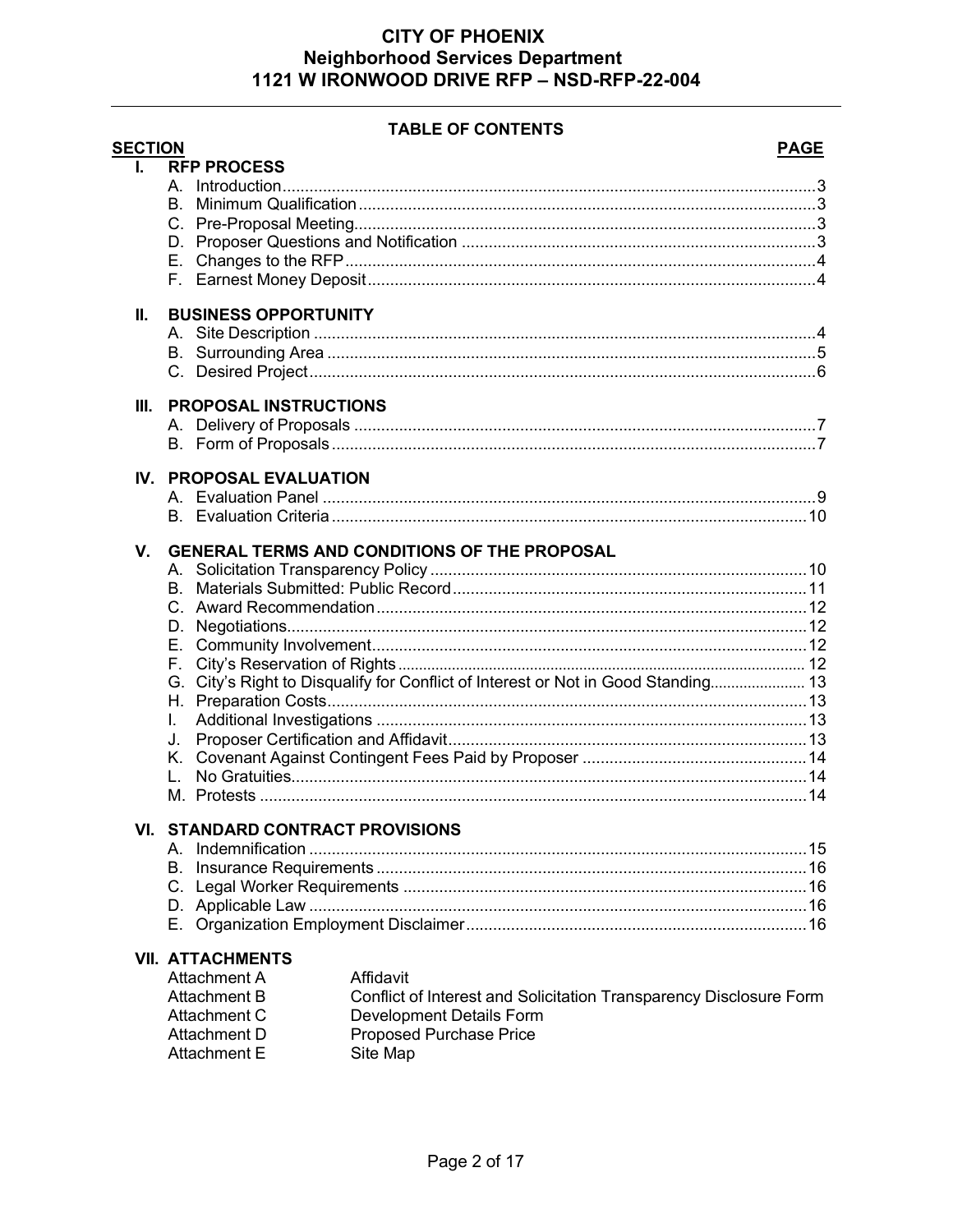# CITY OF PHOENIX
## Neighborhood Services Department
## 1121 W IRONWOOD DRIVE RFP – NSD-RFP-22-004

### TABLE OF CONTENTS

| SECTION | | PAGE |
|---|---|---|
| **I.** | **RFP PROCESS** | |
| | A. Introduction | 3 |
| | B. Minimum Qualification | 3 |
| | C. Pre-Proposal Meeting | 3 |
| | D. Proposer Questions and Notification | 3 |
| | E. Changes to the RFP | 4 |
| | F. Earnest Money Deposit | 4 |
| **II.** | **BUSINESS OPPORTUNITY** | |
| | A. Site Description | 4 |
| | B. Surrounding Area | 5 |
| | C. Desired Project | 6 |
| **III.** | **PROPOSAL INSTRUCTIONS** | |
| | A. Delivery of Proposals | 7 |
| | B. Form of Proposals | 7 |
| **IV.** | **PROPOSAL EVALUATION** | |
| | A. Evaluation Panel | 9 |
| | B. Evaluation Criteria | 10 |
| **V.** | **GENERAL TERMS AND CONDITIONS OF THE PROPOSAL** | |
| | A. Solicitation Transparency Policy | 10 |
| | B. Materials Submitted: Public Record | 11 |
| | C. Award Recommendation | 12 |
| | D. Negotiations | 12 |
| | E. Community Involvement | 12 |
| | F. City's Reservation of Rights | 12 |
| | G. City's Right to Disqualify for Conflict of Interest or Not in Good Standing | 13 |
| | H. Preparation Costs | 13 |
| | I. Additional Investigations | 13 |
| | J. Proposer Certification and Affidavit | 13 |
| | K. Covenant Against Contingent Fees Paid by Proposer | 14 |
| | L. No Gratuities | 14 |
| | M. Protests | 14 |
| **VI.** | **STANDARD CONTRACT PROVISIONS** | |
| | A. Indemnification | 15 |
| | B. Insurance Requirements | 16 |
| | C. Legal Worker Requirements | 16 |
| | D. Applicable Law | 16 |
| | E. Organization Employment Disclaimer | 16 |

**VII. ATTACHMENTS**

| | |
|---|---|
| Attachment A | Affidavit |
| Attachment B | Conflict of Interest and Solicitation Transparency Disclosure Form |
| Attachment C | Development Details Form |
| Attachment D | Proposed Purchase Price |
| Attachment E | Site Map |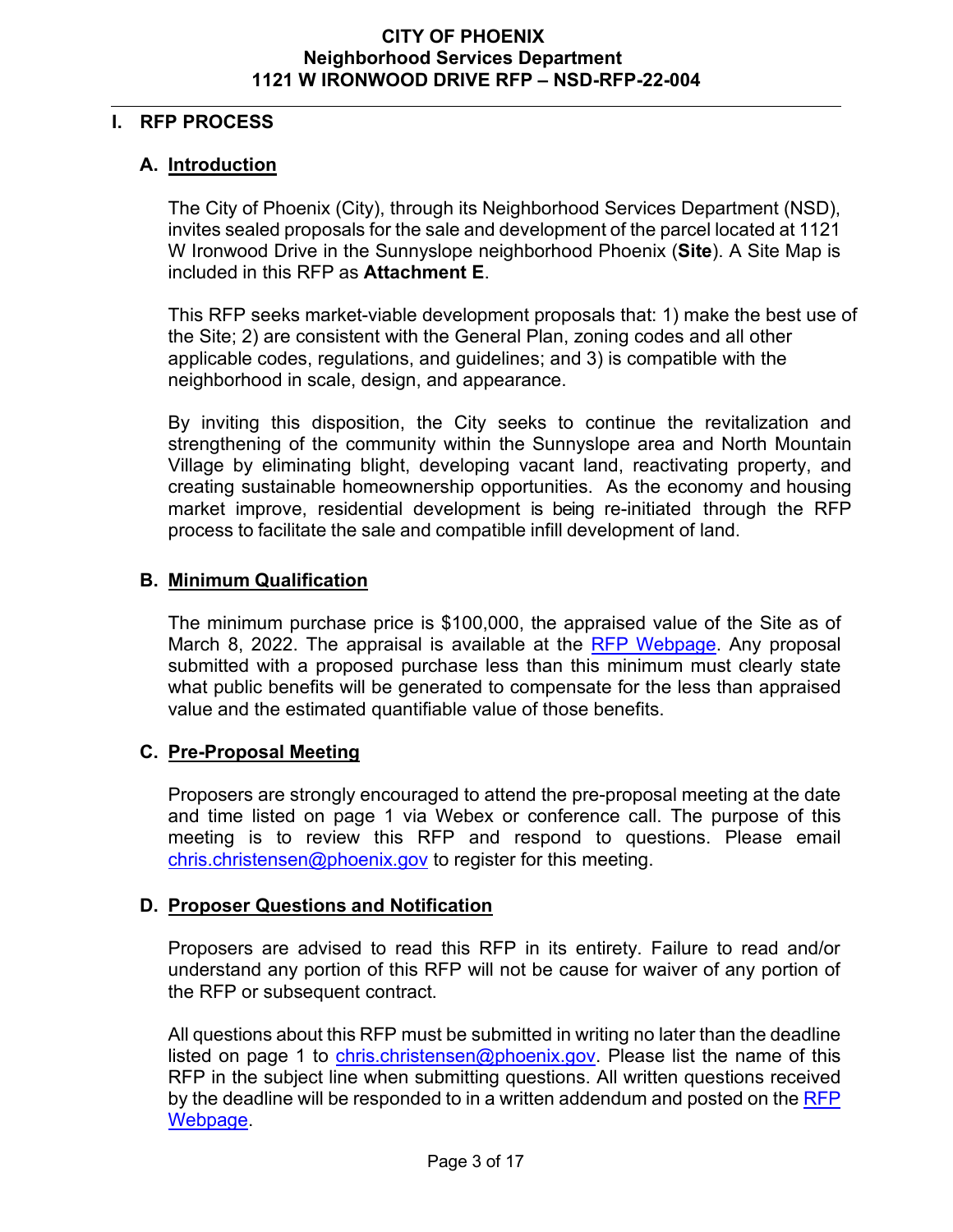## I. RFP PROCESS

### A. Introduction

The City of Phoenix (City), through its Neighborhood Services Department (NSD), invites sealed proposals for the sale and development of the parcel located at 1121 W Ironwood Drive in the Sunnyslope neighborhood Phoenix (**Site**). A Site Map is included in this RFP as **Attachment E**.

This RFP seeks market-viable development proposals that: 1) make the best use of the Site; 2) are consistent with the General Plan, zoning codes and all other applicable codes, regulations, and guidelines; and 3) is compatible with the neighborhood in scale, design, and appearance.

By inviting this disposition, the City seeks to continue the revitalization and strengthening of the community within the Sunnyslope area and North Mountain Village by eliminating blight, developing vacant land, reactivating property, and creating sustainable homeownership opportunities. As the economy and housing market improve, residential development is being re-initiated through the RFP process to facilitate the sale and compatible infill development of land.

### B. Minimum Qualification

The minimum purchase price is $100,000, the appraised value of the Site as of March 8, 2022. The appraisal is available at the RFP Webpage. Any proposal submitted with a proposed purchase less than this minimum must clearly state what public benefits will be generated to compensate for the less than appraised value and the estimated quantifiable value of those benefits.

### C. Pre-Proposal Meeting

Proposers are strongly encouraged to attend the pre-proposal meeting at the date and time listed on page 1 via Webex or conference call. The purpose of this meeting is to review this RFP and respond to questions. Please email chris.christensen@phoenix.gov to register for this meeting.

### D. Proposer Questions and Notification

Proposers are advised to read this RFP in its entirety. Failure to read and/or understand any portion of this RFP will not be cause for waiver of any portion of the RFP or subsequent contract.

All questions about this RFP must be submitted in writing no later than the deadline listed on page 1 to chris.christensen@phoenix.gov. Please list the name of this RFP in the subject line when submitting questions. All written questions received by the deadline will be responded to in a written addendum and posted on the RFP Webpage.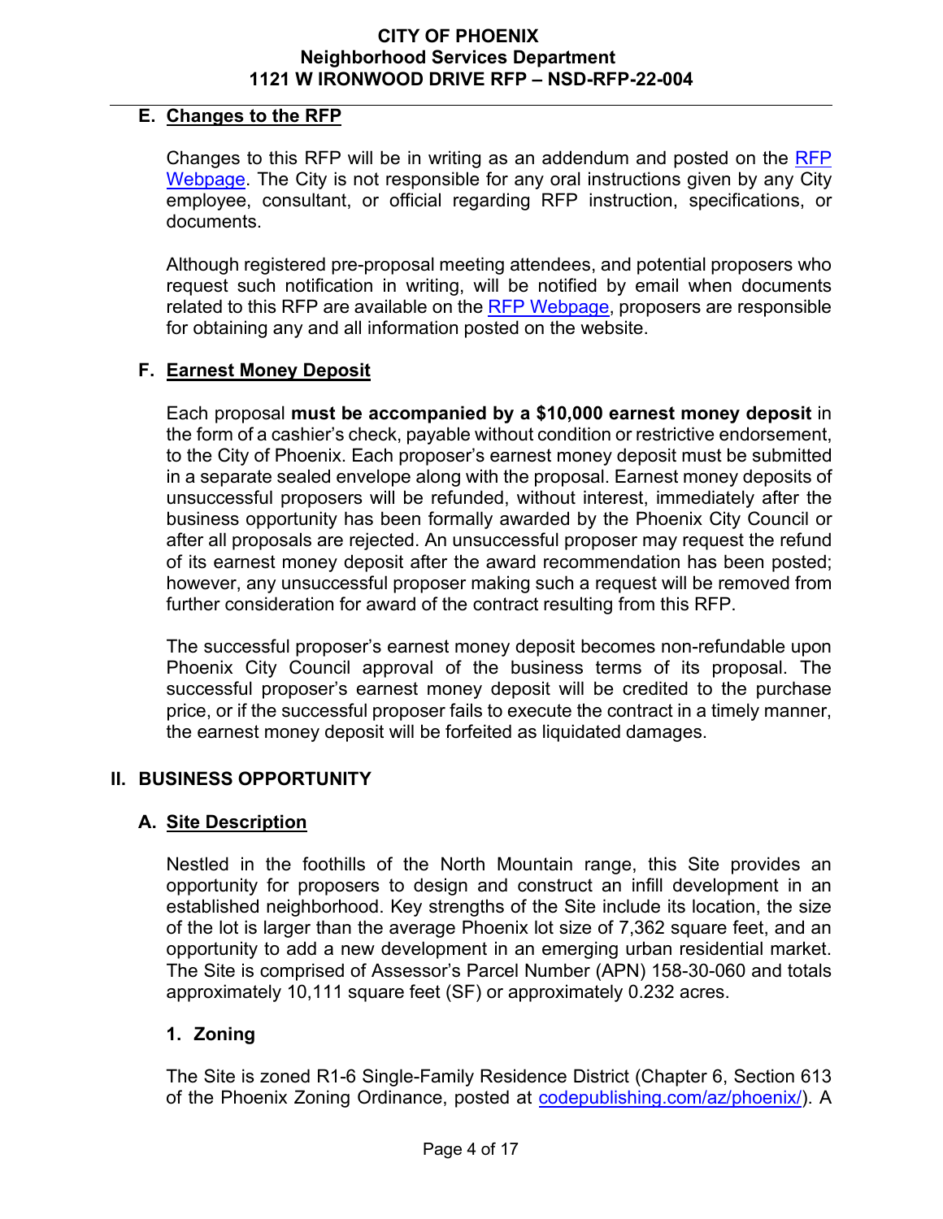### E. Changes to the RFP

Changes to this RFP will be in writing as an addendum and posted on the RFP Webpage. The City is not responsible for any oral instructions given by any City employee, consultant, or official regarding RFP instruction, specifications, or documents.

Although registered pre-proposal meeting attendees, and potential proposers who request such notification in writing, will be notified by email when documents related to this RFP are available on the RFP Webpage, proposers are responsible for obtaining any and all information posted on the website.

### F. Earnest Money Deposit

Each proposal **must be accompanied by a $10,000 earnest money deposit** in the form of a cashier's check, payable without condition or restrictive endorsement, to the City of Phoenix. Each proposer's earnest money deposit must be submitted in a separate sealed envelope along with the proposal. Earnest money deposits of unsuccessful proposers will be refunded, without interest, immediately after the business opportunity has been formally awarded by the Phoenix City Council or after all proposals are rejected. An unsuccessful proposer may request the refund of its earnest money deposit after the award recommendation has been posted; however, any unsuccessful proposer making such a request will be removed from further consideration for award of the contract resulting from this RFP.

The successful proposer's earnest money deposit becomes non-refundable upon Phoenix City Council approval of the business terms of its proposal. The successful proposer's earnest money deposit will be credited to the purchase price, or if the successful proposer fails to execute the contract in a timely manner, the earnest money deposit will be forfeited as liquidated damages.

## II. BUSINESS OPPORTUNITY

### A. Site Description

Nestled in the foothills of the North Mountain range, this Site provides an opportunity for proposers to design and construct an infill development in an established neighborhood. Key strengths of the Site include its location, the size of the lot is larger than the average Phoenix lot size of 7,362 square feet, and an opportunity to add a new development in an emerging urban residential market. The Site is comprised of Assessor's Parcel Number (APN) 158-30-060 and totals approximately 10,111 square feet (SF) or approximately 0.232 acres.

#### 1. Zoning

The Site is zoned R1-6 Single-Family Residence District (Chapter 6, Section 613 of the Phoenix Zoning Ordinance, posted at codepublishing.com/az/phoenix/). A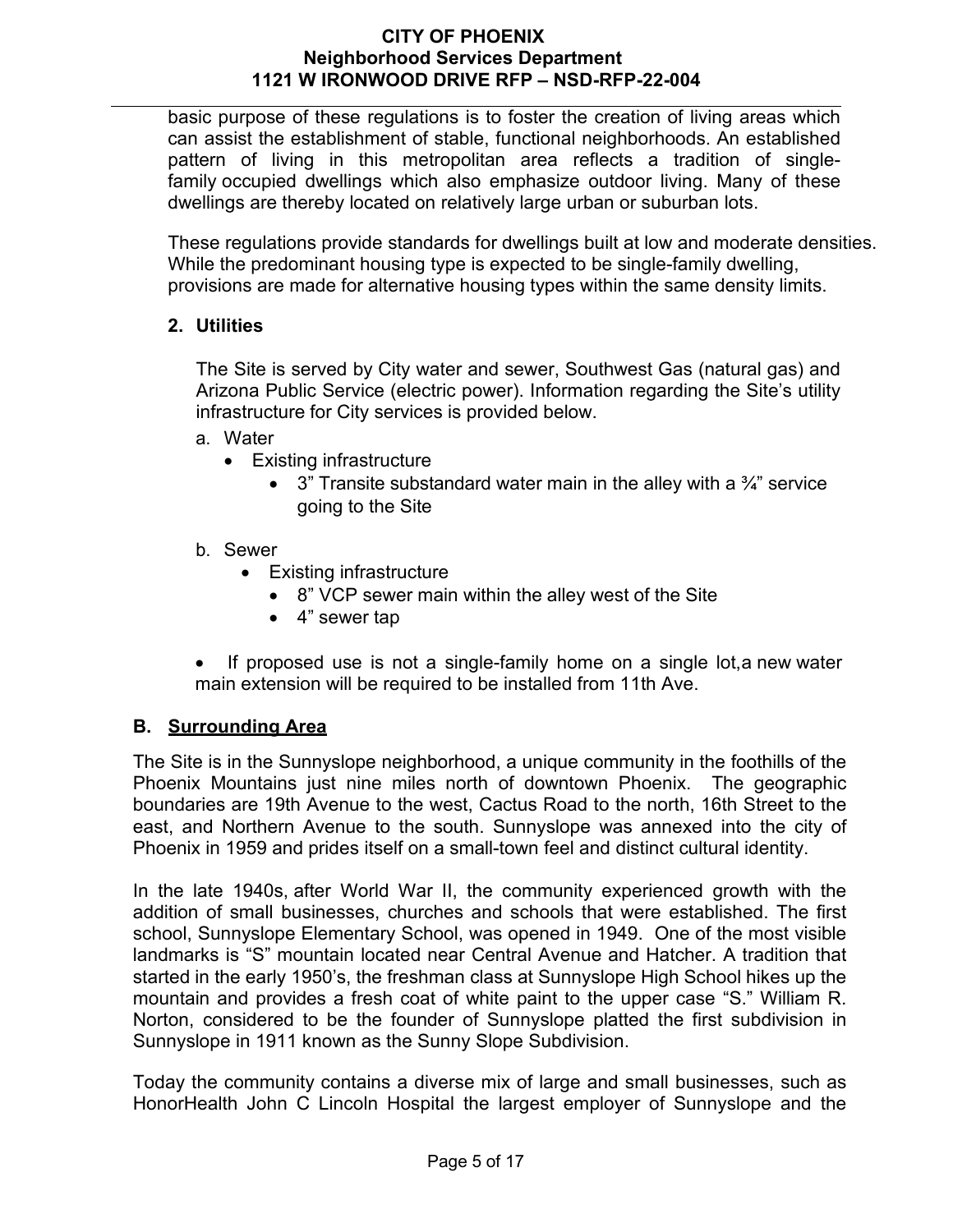basic purpose of these regulations is to foster the creation of living areas which can assist the establishment of stable, functional neighborhoods. An established pattern of living in this metropolitan area reflects a tradition of single-family occupied dwellings which also emphasize outdoor living. Many of these dwellings are thereby located on relatively large urban or suburban lots.

These regulations provide standards for dwellings built at low and moderate densities. While the predominant housing type is expected to be single-family dwelling, provisions are made for alternative housing types within the same density limits.

### 2. Utilities

The Site is served by City water and sewer, Southwest Gas (natural gas) and Arizona Public Service (electric power). Information regarding the Site's utility infrastructure for City services is provided below.

a. Water
   - Existing infrastructure
     - 3" Transite substandard water main in the alley with a ¾" service going to the Site

b. Sewer
   - Existing infrastructure
     - 8" VCP sewer main within the alley west of the Site
     - 4" sewer tap

- If proposed use is not a single-family home on a single lot,a new water main extension will be required to be installed from 11th Ave.

## B. Surrounding Area

The Site is in the Sunnyslope neighborhood, a unique community in the foothills of the Phoenix Mountains just nine miles north of downtown Phoenix. The geographic boundaries are 19th Avenue to the west, Cactus Road to the north, 16th Street to the east, and Northern Avenue to the south. Sunnyslope was annexed into the city of Phoenix in 1959 and prides itself on a small-town feel and distinct cultural identity.

In the late 1940s, after World War II, the community experienced growth with the addition of small businesses, churches and schools that were established. The first school, Sunnyslope Elementary School, was opened in 1949. One of the most visible landmarks is "S" mountain located near Central Avenue and Hatcher. A tradition that started in the early 1950's, the freshman class at Sunnyslope High School hikes up the mountain and provides a fresh coat of white paint to the upper case "S." William R. Norton, considered to be the founder of Sunnyslope platted the first subdivision in Sunnyslope in 1911 known as the Sunny Slope Subdivision.

Today the community contains a diverse mix of large and small businesses, such as HonorHealth John C Lincoln Hospital the largest employer of Sunnyslope and the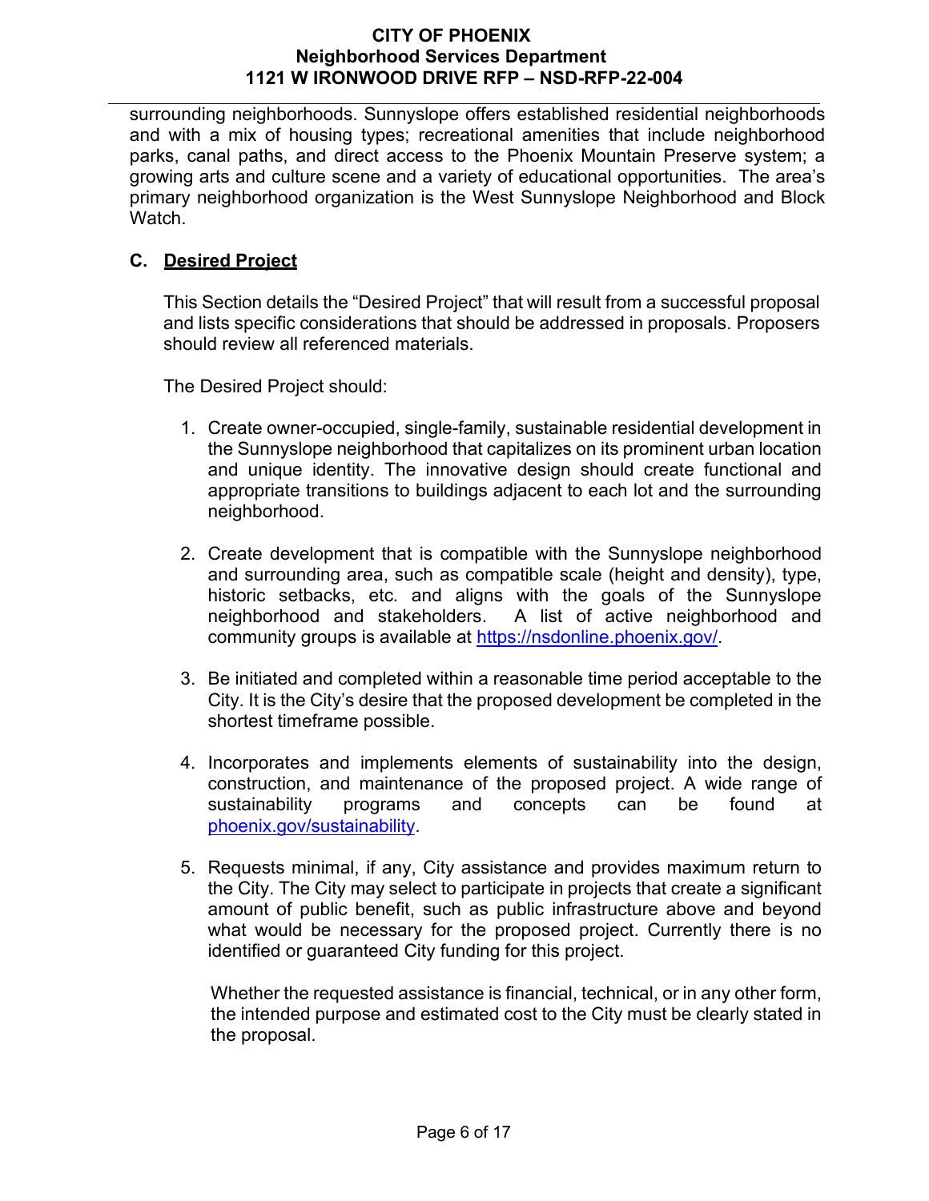surrounding neighborhoods. Sunnyslope offers established residential neighborhoods and with a mix of housing types; recreational amenities that include neighborhood parks, canal paths, and direct access to the Phoenix Mountain Preserve system; a growing arts and culture scene and a variety of educational opportunities. The area's primary neighborhood organization is the West Sunnyslope Neighborhood and Block Watch.

## C. Desired Project

This Section details the "Desired Project" that will result from a successful proposal and lists specific considerations that should be addressed in proposals. Proposers should review all referenced materials.

The Desired Project should:

1. Create owner-occupied, single-family, sustainable residential development in the Sunnyslope neighborhood that capitalizes on its prominent urban location and unique identity. The innovative design should create functional and appropriate transitions to buildings adjacent to each lot and the surrounding neighborhood.

2. Create development that is compatible with the Sunnyslope neighborhood and surrounding area, such as compatible scale (height and density), type, historic setbacks, etc. and aligns with the goals of the Sunnyslope neighborhood and stakeholders. A list of active neighborhood and community groups is available at https://nsdonline.phoenix.gov/.

3. Be initiated and completed within a reasonable time period acceptable to the City. It is the City's desire that the proposed development be completed in the shortest timeframe possible.

4. Incorporates and implements elements of sustainability into the design, construction, and maintenance of the proposed project. A wide range of sustainability programs and concepts can be found at phoenix.gov/sustainability.

5. Requests minimal, if any, City assistance and provides maximum return to the City. The City may select to participate in projects that create a significant amount of public benefit, such as public infrastructure above and beyond what would be necessary for the proposed project. Currently there is no identified or guaranteed City funding for this project.

   Whether the requested assistance is financial, technical, or in any other form, the intended purpose and estimated cost to the City must be clearly stated in the proposal.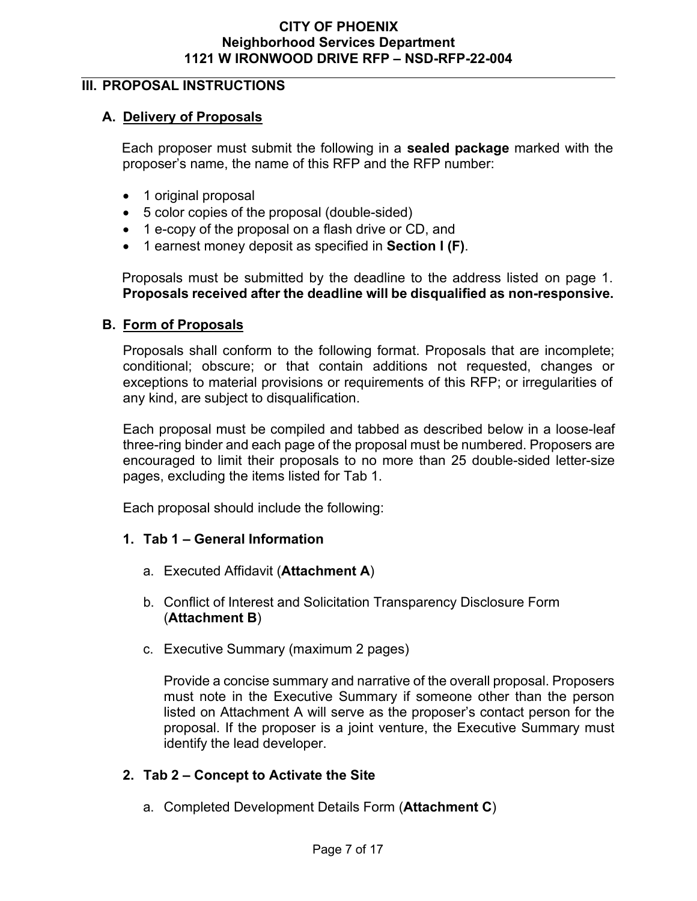## III. PROPOSAL INSTRUCTIONS

### A. Delivery of Proposals

Each proposer must submit the following in a **sealed package** marked with the proposer's name, the name of this RFP and the RFP number:

- 1 original proposal
- 5 color copies of the proposal (double-sided)
- 1 e-copy of the proposal on a flash drive or CD, and
- 1 earnest money deposit as specified in **Section I (F)**.

Proposals must be submitted by the deadline to the address listed on page 1. **Proposals received after the deadline will be disqualified as non-responsive.**

### B. Form of Proposals

Proposals shall conform to the following format. Proposals that are incomplete; conditional; obscure; or that contain additions not requested, changes or exceptions to material provisions or requirements of this RFP; or irregularities of any kind, are subject to disqualification.

Each proposal must be compiled and tabbed as described below in a loose-leaf three-ring binder and each page of the proposal must be numbered. Proposers are encouraged to limit their proposals to no more than 25 double-sided letter-size pages, excluding the items listed for Tab 1.

Each proposal should include the following:

#### 1. Tab 1 – General Information

a. Executed Affidavit (**Attachment A**)

b. Conflict of Interest and Solicitation Transparency Disclosure Form (**Attachment B**)

c. Executive Summary (maximum 2 pages)

Provide a concise summary and narrative of the overall proposal. Proposers must note in the Executive Summary if someone other than the person listed on Attachment A will serve as the proposer's contact person for the proposal. If the proposer is a joint venture, the Executive Summary must identify the lead developer.

#### 2. Tab 2 – Concept to Activate the Site

a. Completed Development Details Form (**Attachment C**)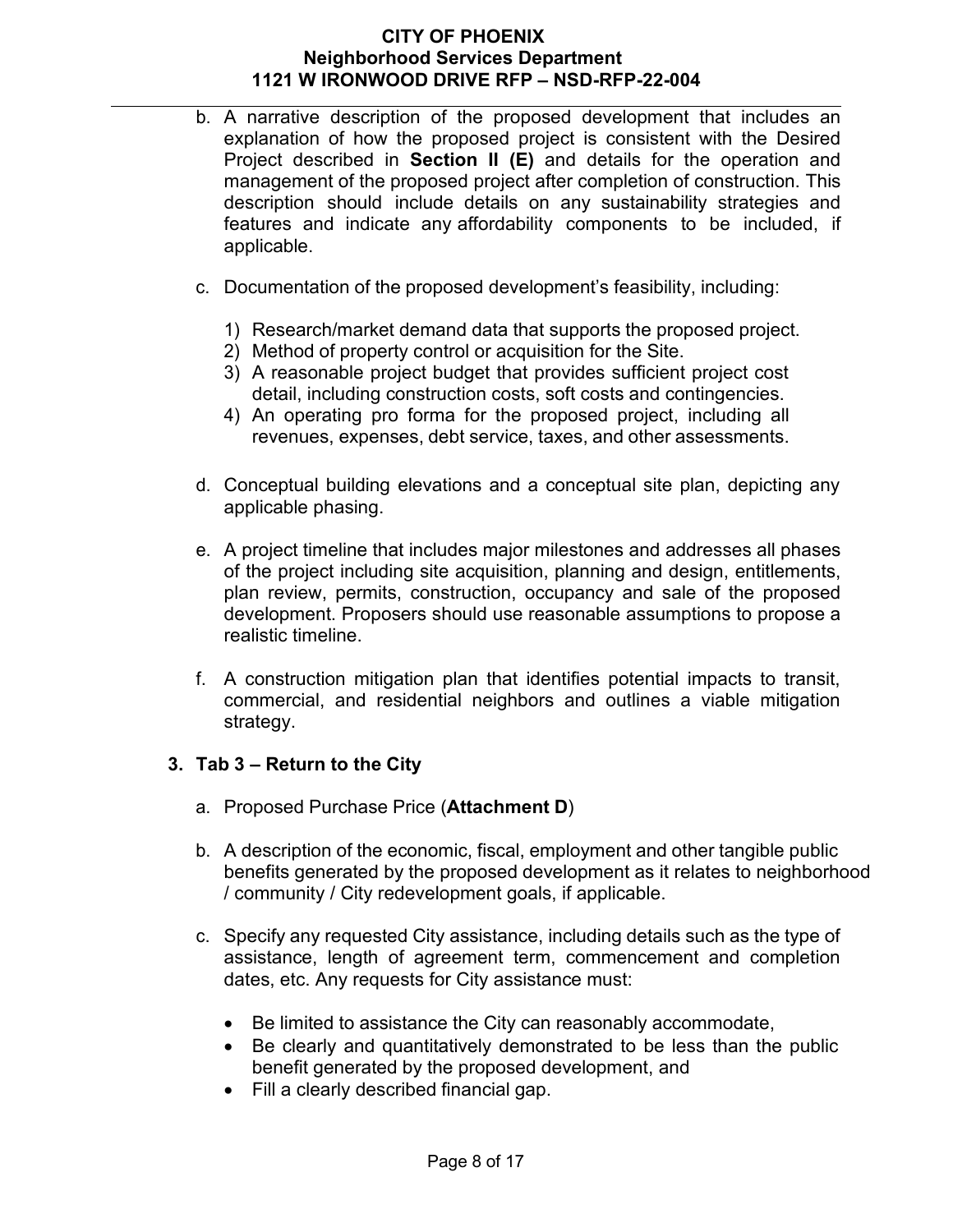b. A narrative description of the proposed development that includes an explanation of how the proposed project is consistent with the Desired Project described in **Section II (E)** and details for the operation and management of the proposed project after completion of construction. This description should include details on any sustainability strategies and features and indicate any affordability components to be included, if applicable.

c. Documentation of the proposed development's feasibility, including:

   1) Research/market demand data that supports the proposed project.
   2) Method of property control or acquisition for the Site.
   3) A reasonable project budget that provides sufficient project cost detail, including construction costs, soft costs and contingencies.
   4) An operating pro forma for the proposed project, including all revenues, expenses, debt service, taxes, and other assessments.

d. Conceptual building elevations and a conceptual site plan, depicting any applicable phasing.

e. A project timeline that includes major milestones and addresses all phases of the project including site acquisition, planning and design, entitlements, plan review, permits, construction, occupancy and sale of the proposed development. Proposers should use reasonable assumptions to propose a realistic timeline.

f. A construction mitigation plan that identifies potential impacts to transit, commercial, and residential neighbors and outlines a viable mitigation strategy.

### 3. Tab 3 – Return to the City

a. Proposed Purchase Price (**Attachment D**)

b. A description of the economic, fiscal, employment and other tangible public benefits generated by the proposed development as it relates to neighborhood / community / City redevelopment goals, if applicable.

c. Specify any requested City assistance, including details such as the type of assistance, length of agreement term, commencement and completion dates, etc. Any requests for City assistance must:

   - Be limited to assistance the City can reasonably accommodate,
   - Be clearly and quantitatively demonstrated to be less than the public benefit generated by the proposed development, and
   - Fill a clearly described financial gap.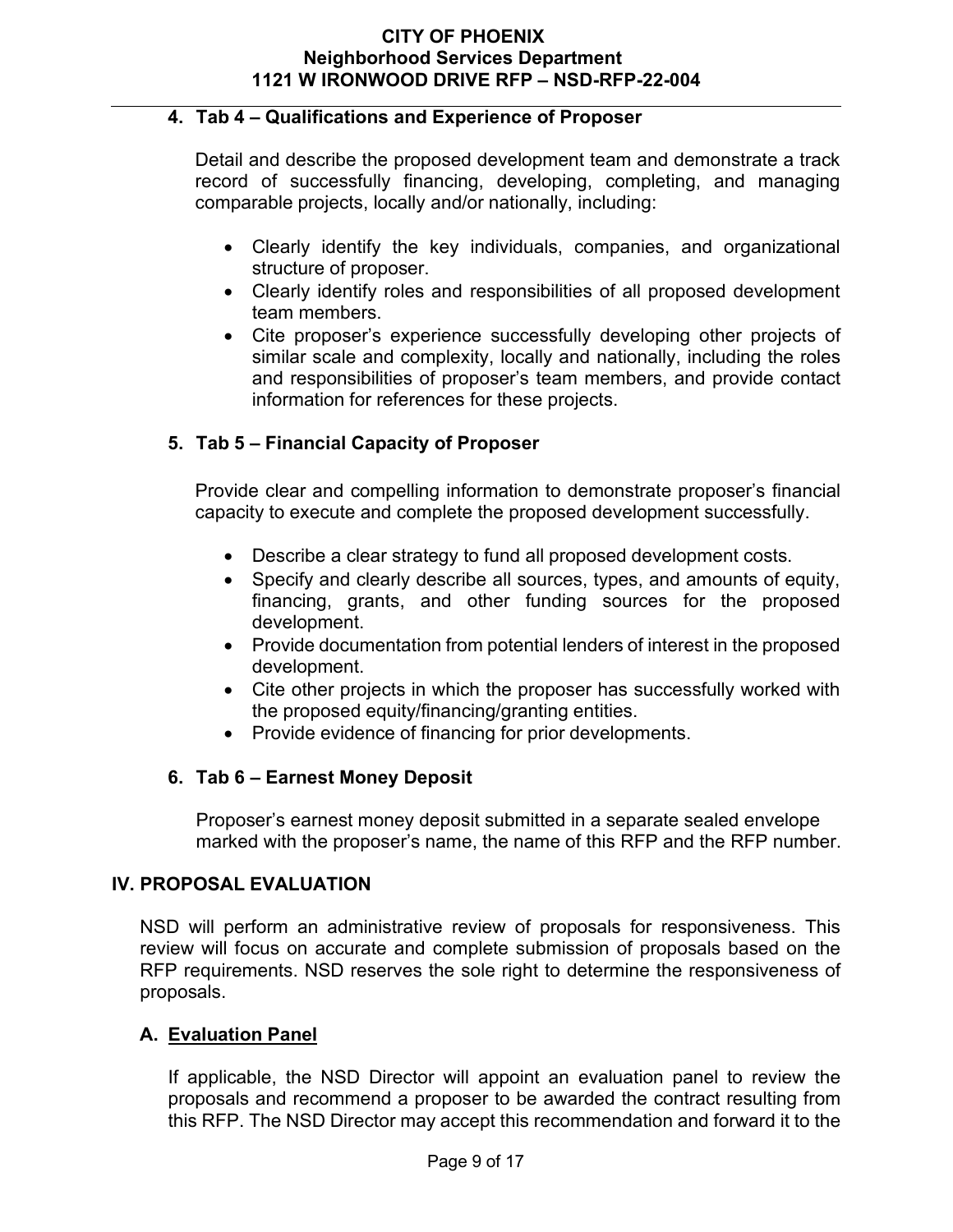### 4. Tab 4 – Qualifications and Experience of Proposer

Detail and describe the proposed development team and demonstrate a track record of successfully financing, developing, completing, and managing comparable projects, locally and/or nationally, including:

- Clearly identify the key individuals, companies, and organizational structure of proposer.
- Clearly identify roles and responsibilities of all proposed development team members.
- Cite proposer's experience successfully developing other projects of similar scale and complexity, locally and nationally, including the roles and responsibilities of proposer's team members, and provide contact information for references for these projects.

### 5. Tab 5 – Financial Capacity of Proposer

Provide clear and compelling information to demonstrate proposer's financial capacity to execute and complete the proposed development successfully.

- Describe a clear strategy to fund all proposed development costs.
- Specify and clearly describe all sources, types, and amounts of equity, financing, grants, and other funding sources for the proposed development.
- Provide documentation from potential lenders of interest in the proposed development.
- Cite other projects in which the proposer has successfully worked with the proposed equity/financing/granting entities.
- Provide evidence of financing for prior developments.

### 6. Tab 6 – Earnest Money Deposit

Proposer's earnest money deposit submitted in a separate sealed envelope marked with the proposer's name, the name of this RFP and the RFP number.

## IV. PROPOSAL EVALUATION

NSD will perform an administrative review of proposals for responsiveness. This review will focus on accurate and complete submission of proposals based on the RFP requirements. NSD reserves the sole right to determine the responsiveness of proposals.

### A. Evaluation Panel

If applicable, the NSD Director will appoint an evaluation panel to review the proposals and recommend a proposer to be awarded the contract resulting from this RFP. The NSD Director may accept this recommendation and forward it to the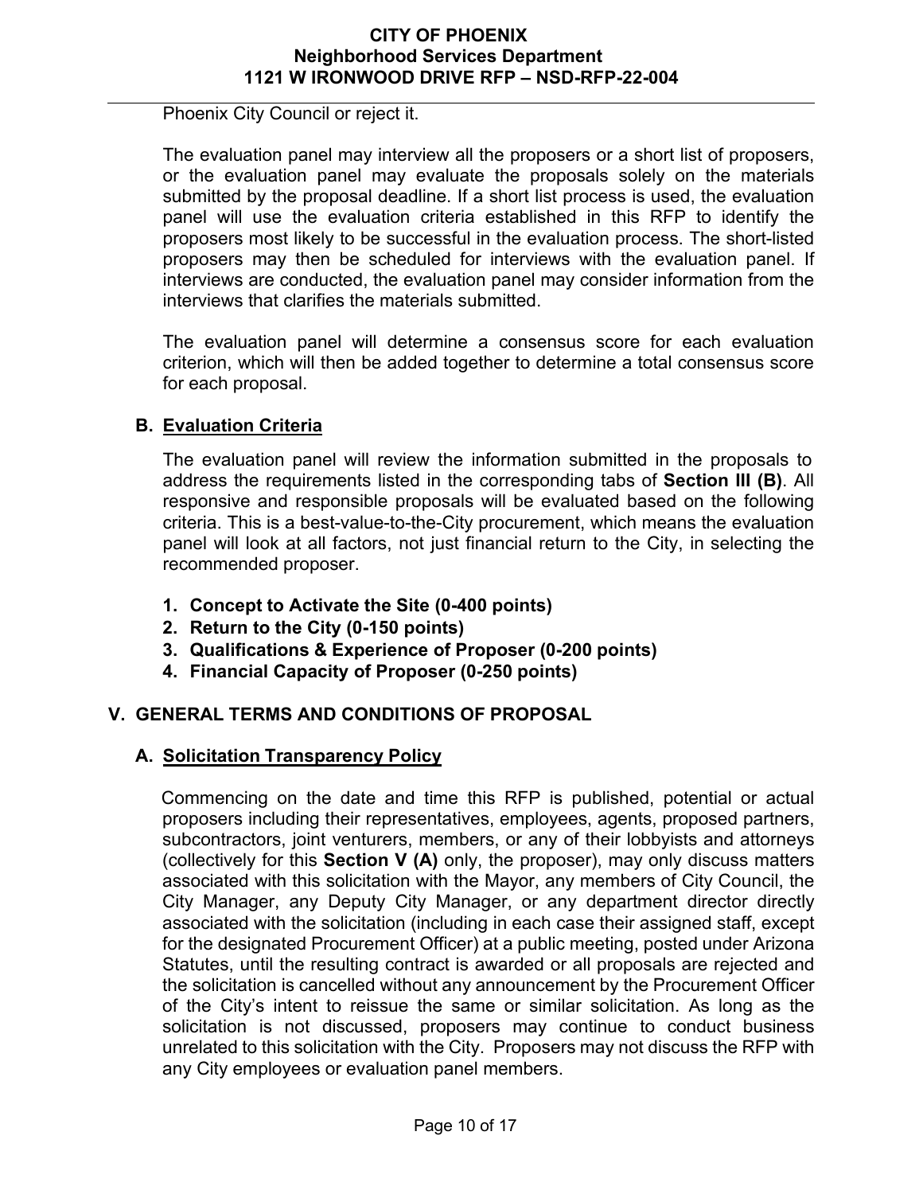Phoenix City Council or reject it.

The evaluation panel may interview all the proposers or a short list of proposers, or the evaluation panel may evaluate the proposals solely on the materials submitted by the proposal deadline. If a short list process is used, the evaluation panel will use the evaluation criteria established in this RFP to identify the proposers most likely to be successful in the evaluation process. The short-listed proposers may then be scheduled for interviews with the evaluation panel. If interviews are conducted, the evaluation panel may consider information from the interviews that clarifies the materials submitted.

The evaluation panel will determine a consensus score for each evaluation criterion, which will then be added together to determine a total consensus score for each proposal.

### B. Evaluation Criteria

The evaluation panel will review the information submitted in the proposals to address the requirements listed in the corresponding tabs of **Section III (B)**. All responsive and responsible proposals will be evaluated based on the following criteria. This is a best-value-to-the-City procurement, which means the evaluation panel will look at all factors, not just financial return to the City, in selecting the recommended proposer.

1. **Concept to Activate the Site (0-400 points)**
2. **Return to the City (0-150 points)**
3. **Qualifications & Experience of Proposer (0-200 points)**
4. **Financial Capacity of Proposer (0-250 points)**

## V. GENERAL TERMS AND CONDITIONS OF PROPOSAL

### A. Solicitation Transparency Policy

Commencing on the date and time this RFP is published, potential or actual proposers including their representatives, employees, agents, proposed partners, subcontractors, joint venturers, members, or any of their lobbyists and attorneys (collectively for this **Section V (A)** only, the proposer), may only discuss matters associated with this solicitation with the Mayor, any members of City Council, the City Manager, any Deputy City Manager, or any department director directly associated with the solicitation (including in each case their assigned staff, except for the designated Procurement Officer) at a public meeting, posted under Arizona Statutes, until the resulting contract is awarded or all proposals are rejected and the solicitation is cancelled without any announcement by the Procurement Officer of the City's intent to reissue the same or similar solicitation. As long as the solicitation is not discussed, proposers may continue to conduct business unrelated to this solicitation with the City. Proposers may not discuss the RFP with any City employees or evaluation panel members.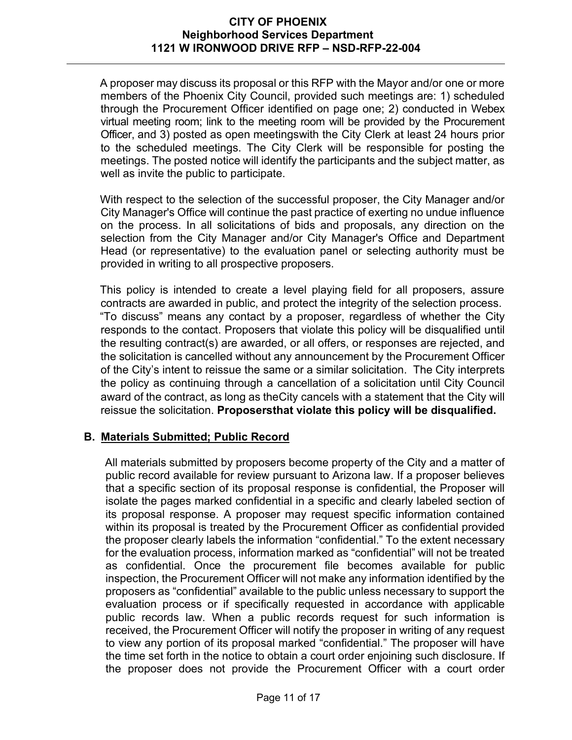A proposer may discuss its proposal or this RFP with the Mayor and/or one or more members of the Phoenix City Council, provided such meetings are: 1) scheduled through the Procurement Officer identified on page one; 2) conducted in Webex virtual meeting room; link to the meeting room will be provided by the Procurement Officer, and 3) posted as open meetingswith the City Clerk at least 24 hours prior to the scheduled meetings. The City Clerk will be responsible for posting the meetings. The posted notice will identify the participants and the subject matter, as well as invite the public to participate.

With respect to the selection of the successful proposer, the City Manager and/or City Manager's Office will continue the past practice of exerting no undue influence on the process. In all solicitations of bids and proposals, any direction on the selection from the City Manager and/or City Manager's Office and Department Head (or representative) to the evaluation panel or selecting authority must be provided in writing to all prospective proposers.

This policy is intended to create a level playing field for all proposers, assure contracts are awarded in public, and protect the integrity of the selection process. "To discuss" means any contact by a proposer, regardless of whether the City responds to the contact. Proposers that violate this policy will be disqualified until the resulting contract(s) are awarded, or all offers, or responses are rejected, and the solicitation is cancelled without any announcement by the Procurement Officer of the City's intent to reissue the same or a similar solicitation. The City interprets the policy as continuing through a cancellation of a solicitation until City Council award of the contract, as long as theCity cancels with a statement that the City will reissue the solicitation. **Proposersthat violate this policy will be disqualified.**

## B. Materials Submitted; Public Record

All materials submitted by proposers become property of the City and a matter of public record available for review pursuant to Arizona law. If a proposer believes that a specific section of its proposal response is confidential, the Proposer will isolate the pages marked confidential in a specific and clearly labeled section of its proposal response. A proposer may request specific information contained within its proposal is treated by the Procurement Officer as confidential provided the proposer clearly labels the information "confidential." To the extent necessary for the evaluation process, information marked as "confidential" will not be treated as confidential. Once the procurement file becomes available for public inspection, the Procurement Officer will not make any information identified by the proposers as "confidential" available to the public unless necessary to support the evaluation process or if specifically requested in accordance with applicable public records law. When a public records request for such information is received, the Procurement Officer will notify the proposer in writing of any request to view any portion of its proposal marked "confidential." The proposer will have the time set forth in the notice to obtain a court order enjoining such disclosure. If the proposer does not provide the Procurement Officer with a court order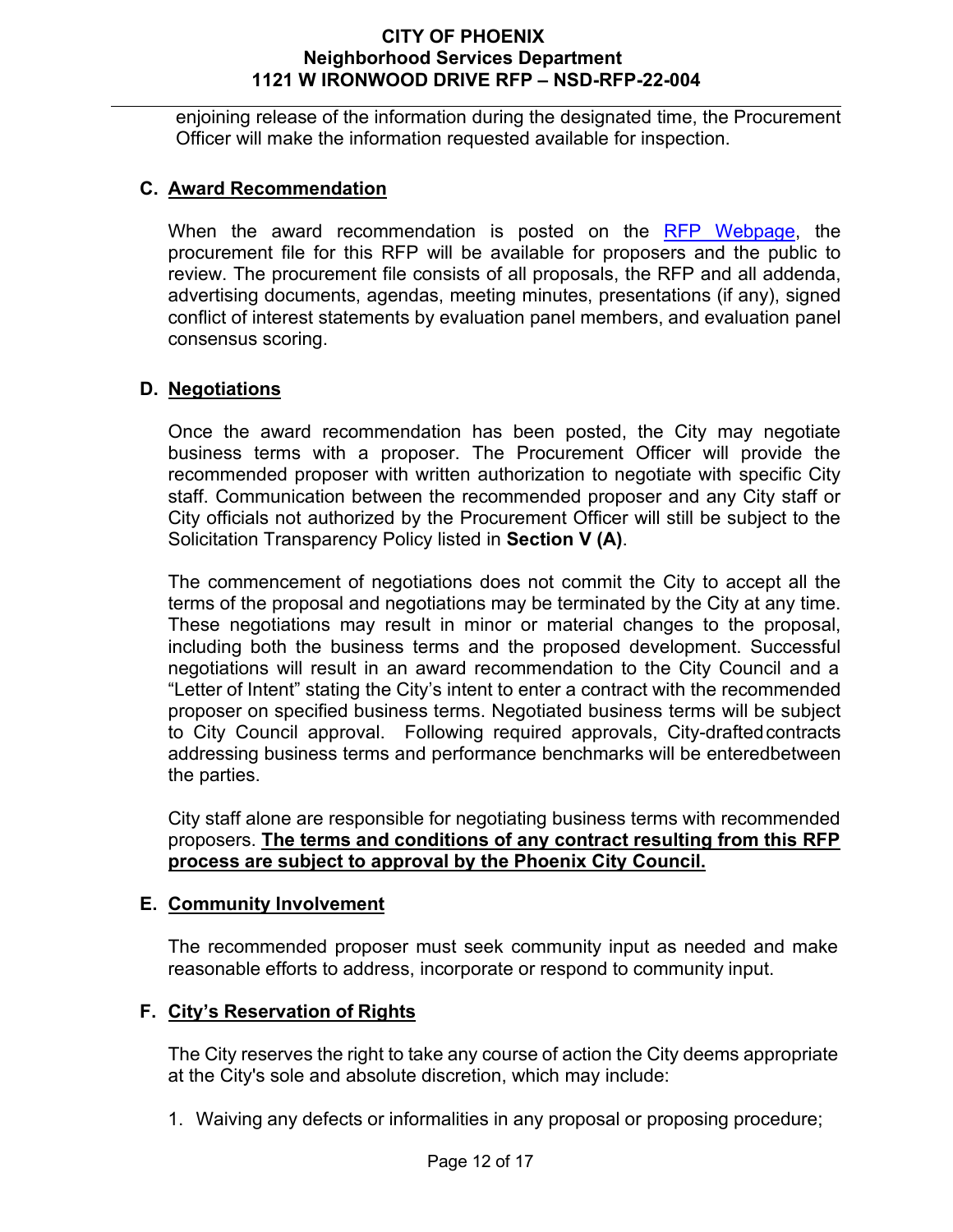enjoining release of the information during the designated time, the Procurement Officer will make the information requested available for inspection.

### C. Award Recommendation

When the award recommendation is posted on the RFP Webpage, the procurement file for this RFP will be available for proposers and the public to review. The procurement file consists of all proposals, the RFP and all addenda, advertising documents, agendas, meeting minutes, presentations (if any), signed conflict of interest statements by evaluation panel members, and evaluation panel consensus scoring.

### D. Negotiations

Once the award recommendation has been posted, the City may negotiate business terms with a proposer. The Procurement Officer will provide the recommended proposer with written authorization to negotiate with specific City staff. Communication between the recommended proposer and any City staff or City officials not authorized by the Procurement Officer will still be subject to the Solicitation Transparency Policy listed in **Section V (A)**.

The commencement of negotiations does not commit the City to accept all the terms of the proposal and negotiations may be terminated by the City at any time. These negotiations may result in minor or material changes to the proposal, including both the business terms and the proposed development. Successful negotiations will result in an award recommendation to the City Council and a "Letter of Intent" stating the City's intent to enter a contract with the recommended proposer on specified business terms. Negotiated business terms will be subject to City Council approval. Following required approvals, City-drafted contracts addressing business terms and performance benchmarks will be entered between the parties.

City staff alone are responsible for negotiating business terms with recommended proposers. **The terms and conditions of any contract resulting from this RFP process are subject to approval by the Phoenix City Council.**

### E. Community Involvement

The recommended proposer must seek community input as needed and make reasonable efforts to address, incorporate or respond to community input.

### F. City's Reservation of Rights

The City reserves the right to take any course of action the City deems appropriate at the City's sole and absolute discretion, which may include:

1. Waiving any defects or informalities in any proposal or proposing procedure;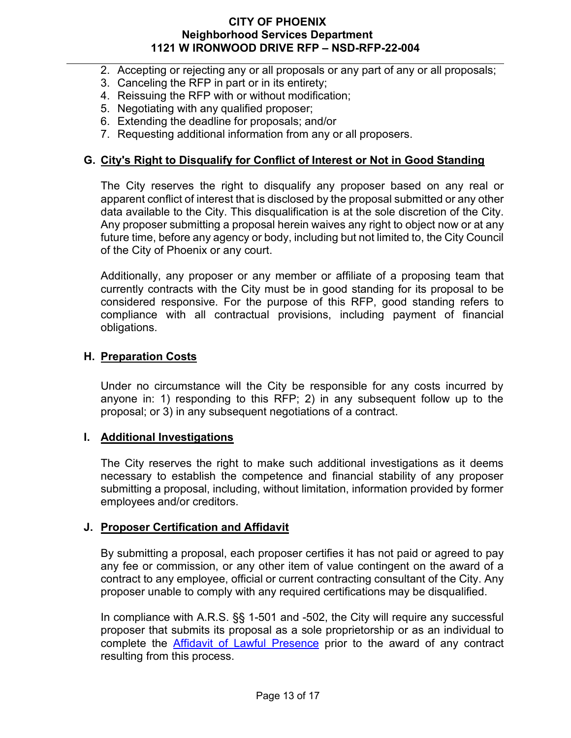2. Accepting or rejecting any or all proposals or any part of any or all proposals;
3. Canceling the RFP in part or in its entirety;
4. Reissuing the RFP with or without modification;
5. Negotiating with any qualified proposer;
6. Extending the deadline for proposals; and/or
7. Requesting additional information from any or all proposers.

### G. City's Right to Disqualify for Conflict of Interest or Not in Good Standing

The City reserves the right to disqualify any proposer based on any real or apparent conflict of interest that is disclosed by the proposal submitted or any other data available to the City. This disqualification is at the sole discretion of the City. Any proposer submitting a proposal herein waives any right to object now or at any future time, before any agency or body, including but not limited to, the City Council of the City of Phoenix or any court.

Additionally, any proposer or any member or affiliate of a proposing team that currently contracts with the City must be in good standing for its proposal to be considered responsive. For the purpose of this RFP, good standing refers to compliance with all contractual provisions, including payment of financial obligations.

### H. Preparation Costs

Under no circumstance will the City be responsible for any costs incurred by anyone in: 1) responding to this RFP; 2) in any subsequent follow up to the proposal; or 3) in any subsequent negotiations of a contract.

### I. Additional Investigations

The City reserves the right to make such additional investigations as it deems necessary to establish the competence and financial stability of any proposer submitting a proposal, including, without limitation, information provided by former employees and/or creditors.

### J. Proposer Certification and Affidavit

By submitting a proposal, each proposer certifies it has not paid or agreed to pay any fee or commission, or any other item of value contingent on the award of a contract to any employee, official or current contracting consultant of the City. Any proposer unable to comply with any required certifications may be disqualified.

In compliance with A.R.S. §§ 1-501 and -502, the City will require any successful proposer that submits its proposal as a sole proprietorship or as an individual to complete the Affidavit of Lawful Presence prior to the award of any contract resulting from this process.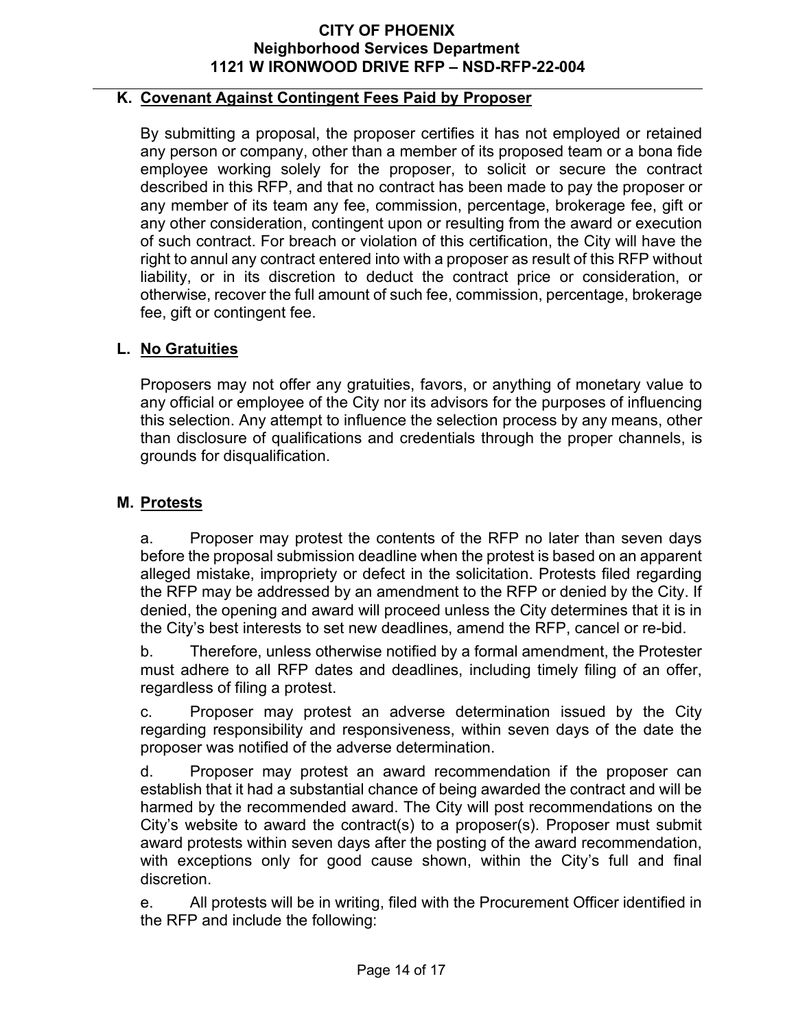## K. Covenant Against Contingent Fees Paid by Proposer

By submitting a proposal, the proposer certifies it has not employed or retained any person or company, other than a member of its proposed team or a bona fide employee working solely for the proposer, to solicit or secure the contract described in this RFP, and that no contract has been made to pay the proposer or any member of its team any fee, commission, percentage, brokerage fee, gift or any other consideration, contingent upon or resulting from the award or execution of such contract. For breach or violation of this certification, the City will have the right to annul any contract entered into with a proposer as result of this RFP without liability, or in its discretion to deduct the contract price or consideration, or otherwise, recover the full amount of such fee, commission, percentage, brokerage fee, gift or contingent fee.

## L. No Gratuities

Proposers may not offer any gratuities, favors, or anything of monetary value to any official or employee of the City nor its advisors for the purposes of influencing this selection. Any attempt to influence the selection process by any means, other than disclosure of qualifications and credentials through the proper channels, is grounds for disqualification.

## M. Protests

a. Proposer may protest the contents of the RFP no later than seven days before the proposal submission deadline when the protest is based on an apparent alleged mistake, impropriety or defect in the solicitation. Protests filed regarding the RFP may be addressed by an amendment to the RFP or denied by the City. If denied, the opening and award will proceed unless the City determines that it is in the City's best interests to set new deadlines, amend the RFP, cancel or re-bid.

b. Therefore, unless otherwise notified by a formal amendment, the Protester must adhere to all RFP dates and deadlines, including timely filing of an offer, regardless of filing a protest.

c. Proposer may protest an adverse determination issued by the City regarding responsibility and responsiveness, within seven days of the date the proposer was notified of the adverse determination.

d. Proposer may protest an award recommendation if the proposer can establish that it had a substantial chance of being awarded the contract and will be harmed by the recommended award. The City will post recommendations on the City's website to award the contract(s) to a proposer(s). Proposer must submit award protests within seven days after the posting of the award recommendation, with exceptions only for good cause shown, within the City's full and final discretion.

e. All protests will be in writing, filed with the Procurement Officer identified in the RFP and include the following: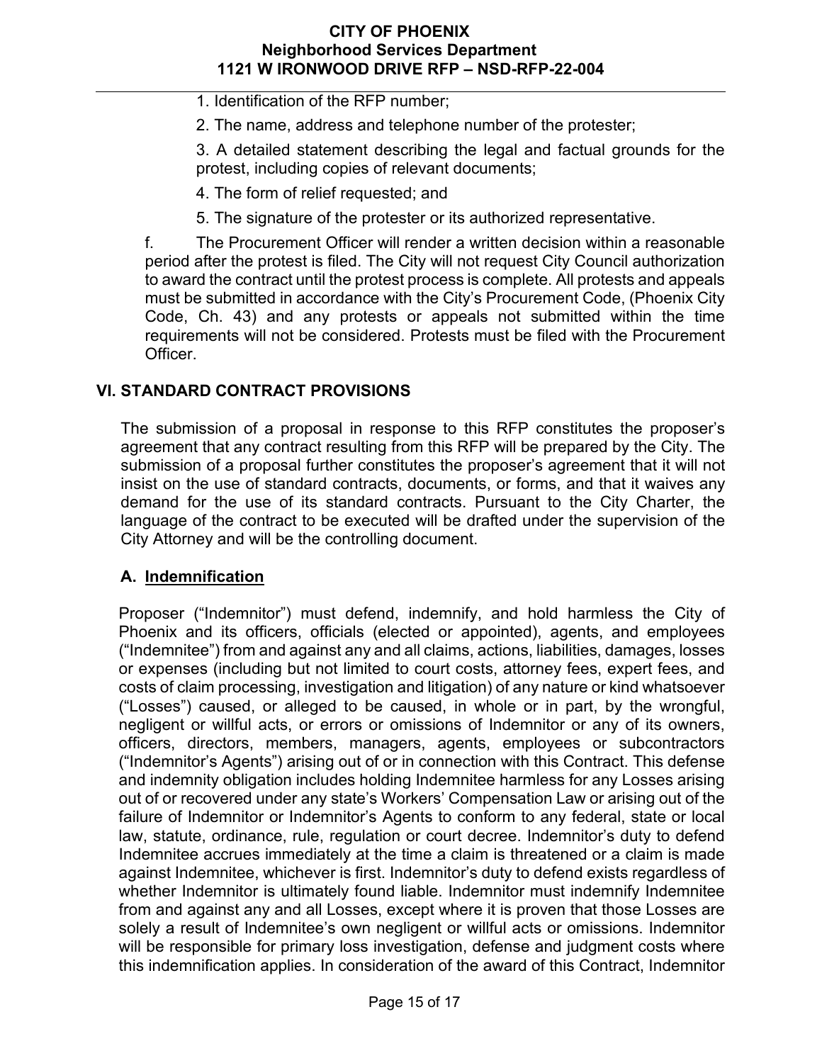1. Identification of the RFP number;

2. The name, address and telephone number of the protester;

3. A detailed statement describing the legal and factual grounds for the protest, including copies of relevant documents;

4. The form of relief requested; and

5. The signature of the protester or its authorized representative.

f. The Procurement Officer will render a written decision within a reasonable period after the protest is filed. The City will not request City Council authorization to award the contract until the protest process is complete. All protests and appeals must be submitted in accordance with the City's Procurement Code, (Phoenix City Code, Ch. 43) and any protests or appeals not submitted within the time requirements will not be considered. Protests must be filed with the Procurement Officer.

## VI. STANDARD CONTRACT PROVISIONS

The submission of a proposal in response to this RFP constitutes the proposer's agreement that any contract resulting from this RFP will be prepared by the City. The submission of a proposal further constitutes the proposer's agreement that it will not insist on the use of standard contracts, documents, or forms, and that it waives any demand for the use of its standard contracts. Pursuant to the City Charter, the language of the contract to be executed will be drafted under the supervision of the City Attorney and will be the controlling document.

### A. Indemnification

Proposer ("Indemnitor") must defend, indemnify, and hold harmless the City of Phoenix and its officers, officials (elected or appointed), agents, and employees ("Indemnitee") from and against any and all claims, actions, liabilities, damages, losses or expenses (including but not limited to court costs, attorney fees, expert fees, and costs of claim processing, investigation and litigation) of any nature or kind whatsoever ("Losses") caused, or alleged to be caused, in whole or in part, by the wrongful, negligent or willful acts, or errors or omissions of Indemnitor or any of its owners, officers, directors, members, managers, agents, employees or subcontractors ("Indemnitor's Agents") arising out of or in connection with this Contract. This defense and indemnity obligation includes holding Indemnitee harmless for any Losses arising out of or recovered under any state's Workers' Compensation Law or arising out of the failure of Indemnitor or Indemnitor's Agents to conform to any federal, state or local law, statute, ordinance, rule, regulation or court decree. Indemnitor's duty to defend Indemnitee accrues immediately at the time a claim is threatened or a claim is made against Indemnitee, whichever is first. Indemnitor's duty to defend exists regardless of whether Indemnitor is ultimately found liable. Indemnitor must indemnify Indemnitee from and against any and all Losses, except where it is proven that those Losses are solely a result of Indemnitee's own negligent or willful acts or omissions. Indemnitor will be responsible for primary loss investigation, defense and judgment costs where this indemnification applies. In consideration of the award of this Contract, Indemnitor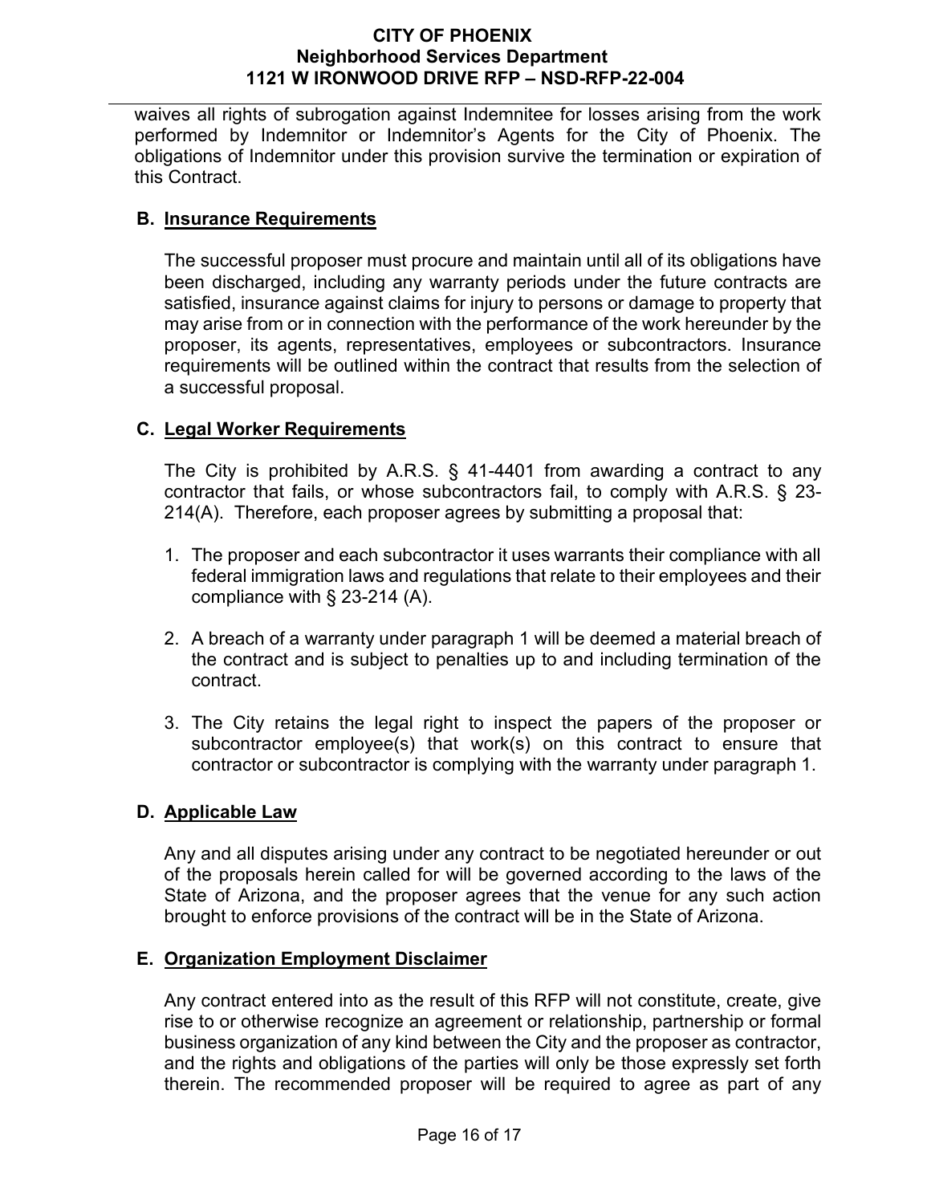waives all rights of subrogation against Indemnitee for losses arising from the work performed by Indemnitor or Indemnitor's Agents for the City of Phoenix. The obligations of Indemnitor under this provision survive the termination or expiration of this Contract.

### B. Insurance Requirements

The successful proposer must procure and maintain until all of its obligations have been discharged, including any warranty periods under the future contracts are satisfied, insurance against claims for injury to persons or damage to property that may arise from or in connection with the performance of the work hereunder by the proposer, its agents, representatives, employees or subcontractors. Insurance requirements will be outlined within the contract that results from the selection of a successful proposal.

### C. Legal Worker Requirements

The City is prohibited by A.R.S. § 41-4401 from awarding a contract to any contractor that fails, or whose subcontractors fail, to comply with A.R.S. § 23-214(A). Therefore, each proposer agrees by submitting a proposal that:

1. The proposer and each subcontractor it uses warrants their compliance with all federal immigration laws and regulations that relate to their employees and their compliance with § 23-214 (A).

2. A breach of a warranty under paragraph 1 will be deemed a material breach of the contract and is subject to penalties up to and including termination of the contract.

3. The City retains the legal right to inspect the papers of the proposer or subcontractor employee(s) that work(s) on this contract to ensure that contractor or subcontractor is complying with the warranty under paragraph 1.

### D. Applicable Law

Any and all disputes arising under any contract to be negotiated hereunder or out of the proposals herein called for will be governed according to the laws of the State of Arizona, and the proposer agrees that the venue for any such action brought to enforce provisions of the contract will be in the State of Arizona.

### E. Organization Employment Disclaimer

Any contract entered into as the result of this RFP will not constitute, create, give rise to or otherwise recognize an agreement or relationship, partnership or formal business organization of any kind between the City and the proposer as contractor, and the rights and obligations of the parties will only be those expressly set forth therein. The recommended proposer will be required to agree as part of any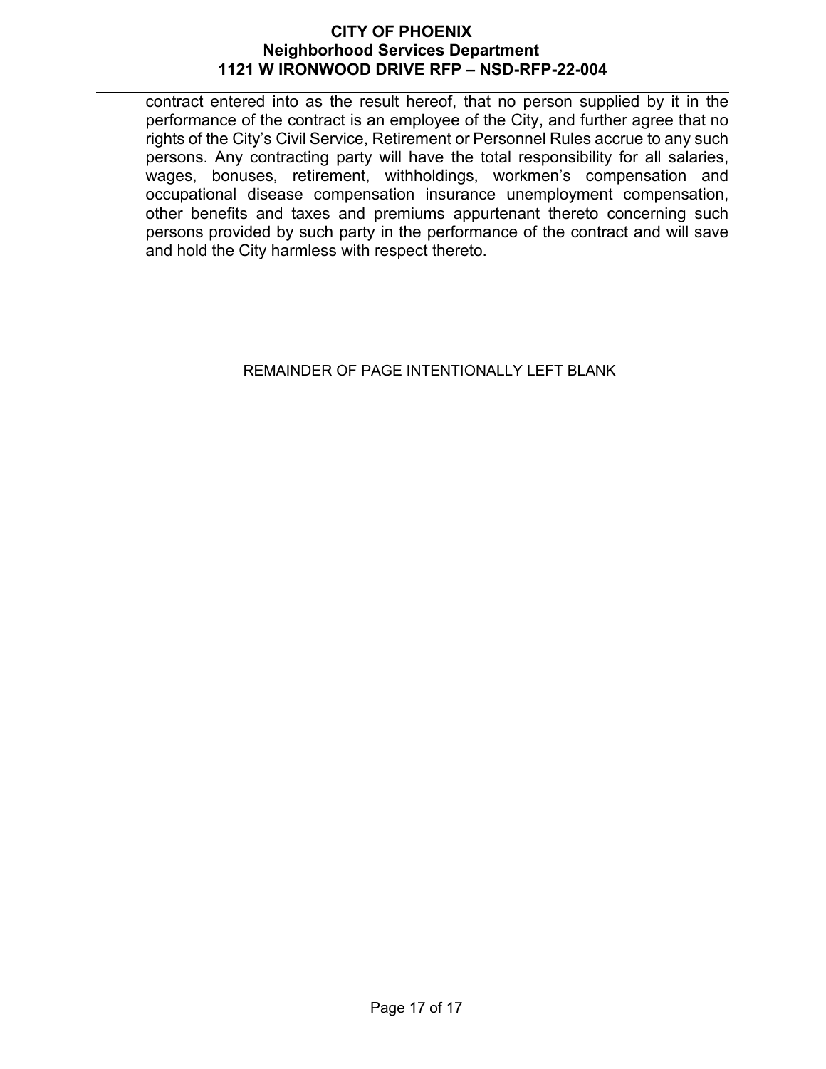contract entered into as the result hereof, that no person supplied by it in the performance of the contract is an employee of the City, and further agree that no rights of the City's Civil Service, Retirement or Personnel Rules accrue to any such persons. Any contracting party will have the total responsibility for all salaries, wages, bonuses, retirement, withholdings, workmen's compensation and occupational disease compensation insurance unemployment compensation, other benefits and taxes and premiums appurtenant thereto concerning such persons provided by such party in the performance of the contract and will save and hold the City harmless with respect thereto.

REMAINDER OF PAGE INTENTIONALLY LEFT BLANK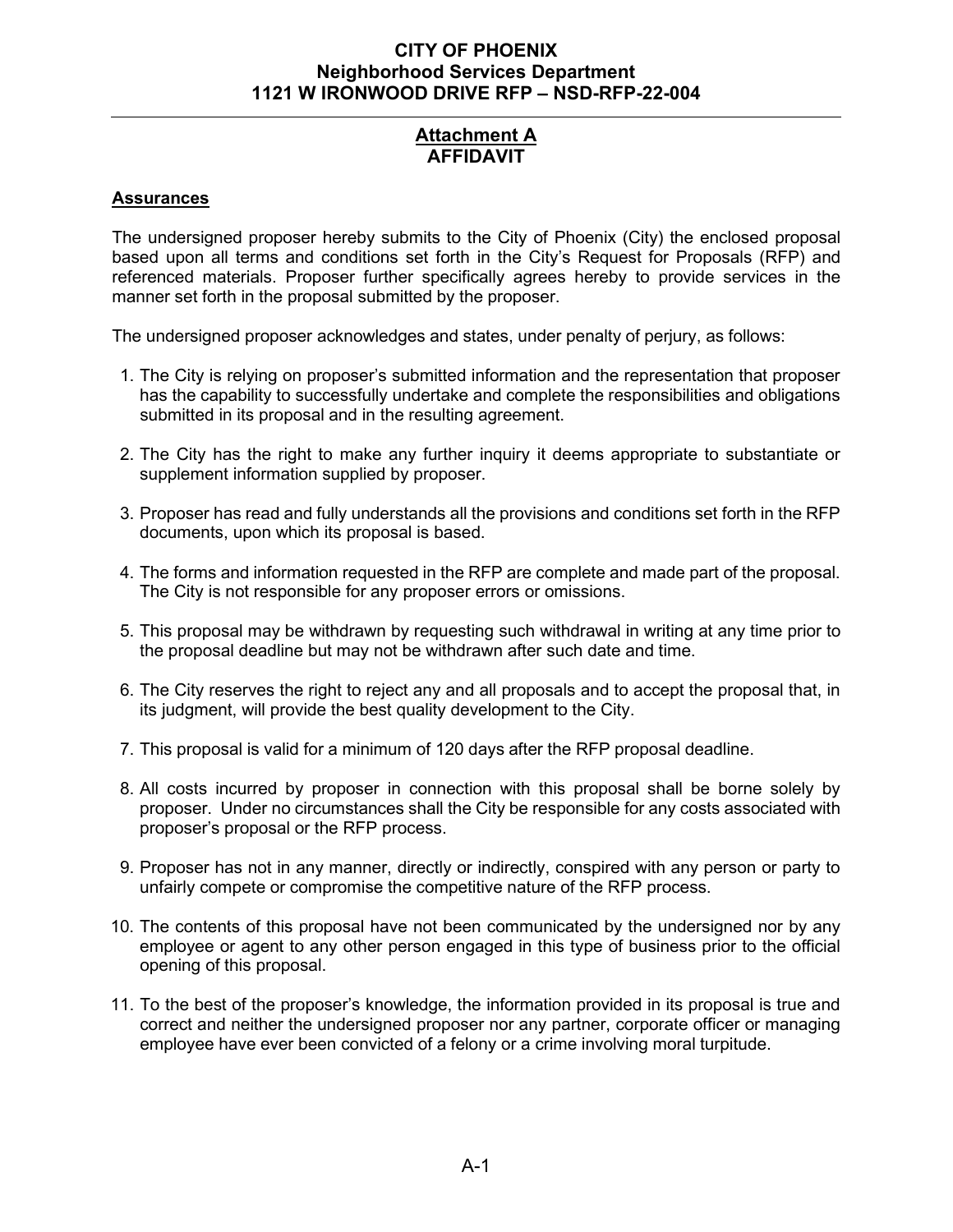# Attachment A
## AFFIDAVIT

**Assurances**

The undersigned proposer hereby submits to the City of Phoenix (City) the enclosed proposal based upon all terms and conditions set forth in the City's Request for Proposals (RFP) and referenced materials. Proposer further specifically agrees hereby to provide services in the manner set forth in the proposal submitted by the proposer.

The undersigned proposer acknowledges and states, under penalty of perjury, as follows:

1. The City is relying on proposer's submitted information and the representation that proposer has the capability to successfully undertake and complete the responsibilities and obligations submitted in its proposal and in the resulting agreement.

2. The City has the right to make any further inquiry it deems appropriate to substantiate or supplement information supplied by proposer.

3. Proposer has read and fully understands all the provisions and conditions set forth in the RFP documents, upon which its proposal is based.

4. The forms and information requested in the RFP are complete and made part of the proposal. The City is not responsible for any proposer errors or omissions.

5. This proposal may be withdrawn by requesting such withdrawal in writing at any time prior to the proposal deadline but may not be withdrawn after such date and time.

6. The City reserves the right to reject any and all proposals and to accept the proposal that, in its judgment, will provide the best quality development to the City.

7. This proposal is valid for a minimum of 120 days after the RFP proposal deadline.

8. All costs incurred by proposer in connection with this proposal shall be borne solely by proposer. Under no circumstances shall the City be responsible for any costs associated with proposer's proposal or the RFP process.

9. Proposer has not in any manner, directly or indirectly, conspired with any person or party to unfairly compete or compromise the competitive nature of the RFP process.

10. The contents of this proposal have not been communicated by the undersigned nor by any employee or agent to any other person engaged in this type of business prior to the official opening of this proposal.

11. To the best of the proposer's knowledge, the information provided in its proposal is true and correct and neither the undersigned proposer nor any partner, corporate officer or managing employee have ever been convicted of a felony or a crime involving moral turpitude.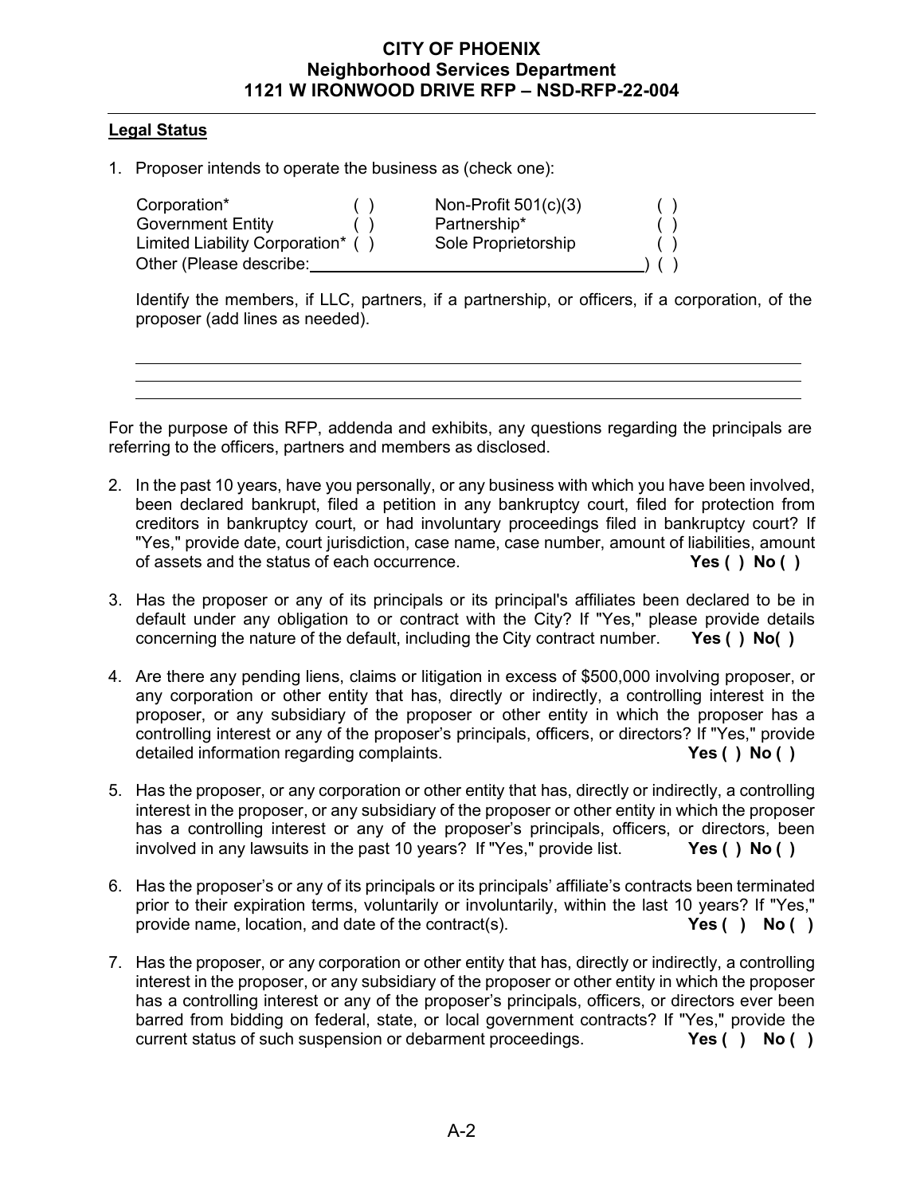**Legal Status**

1. Proposer intends to operate the business as (check one):

| | | | |
|---|---|---|---|
| Corporation* | ( ) | Non-Profit 501(c)(3) | ( ) |
| Government Entity | ( ) | Partnership* | ( ) |
| Limited Liability Corporation* | ( ) | Sole Proprietorship | ( ) |
| Other (Please describe:______________________________) | | | ( ) |

   Identify the members, if LLC, partners, if a partnership, or officers, if a corporation, of the proposer (add lines as needed).

   ______________________________________________________________

   ______________________________________________________________

   ______________________________________________________________

For the purpose of this RFP, addenda and exhibits, any questions regarding the principals are referring to the officers, partners and members as disclosed.

2. In the past 10 years, have you personally, or any business with which you have been involved, been declared bankrupt, filed a petition in any bankruptcy court, filed for protection from creditors in bankruptcy court, or had involuntary proceedings filed in bankruptcy court? If "Yes," provide date, court jurisdiction, case name, case number, amount of liabilities, amount of assets and the status of each occurrence. **Yes ( ) No ( )**

3. Has the proposer or any of its principals or its principal's affiliates been declared to be in default under any obligation to or contract with the City? If "Yes," please provide details concerning the nature of the default, including the City contract number. **Yes ( ) No( )**

4. Are there any pending liens, claims or litigation in excess of $500,000 involving proposer, or any corporation or other entity that has, directly or indirectly, a controlling interest in the proposer, or any subsidiary of the proposer or other entity in which the proposer has a controlling interest or any of the proposer's principals, officers, or directors? If "Yes," provide detailed information regarding complaints. **Yes ( ) No ( )**

5. Has the proposer, or any corporation or other entity that has, directly or indirectly, a controlling interest in the proposer, or any subsidiary of the proposer or other entity in which the proposer has a controlling interest or any of the proposer's principals, officers, or directors, been involved in any lawsuits in the past 10 years? If "Yes," provide list. **Yes ( ) No ( )**

6. Has the proposer's or any of its principals or its principals' affiliate's contracts been terminated prior to their expiration terms, voluntarily or involuntarily, within the last 10 years? If "Yes," provide name, location, and date of the contract(s). **Yes ( ) No ( )**

7. Has the proposer, or any corporation or other entity that has, directly or indirectly, a controlling interest in the proposer, or any subsidiary of the proposer or other entity in which the proposer has a controlling interest or any of the proposer's principals, officers, or directors ever been barred from bidding on federal, state, or local government contracts? If "Yes," provide the current status of such suspension or debarment proceedings. **Yes ( ) No ( )**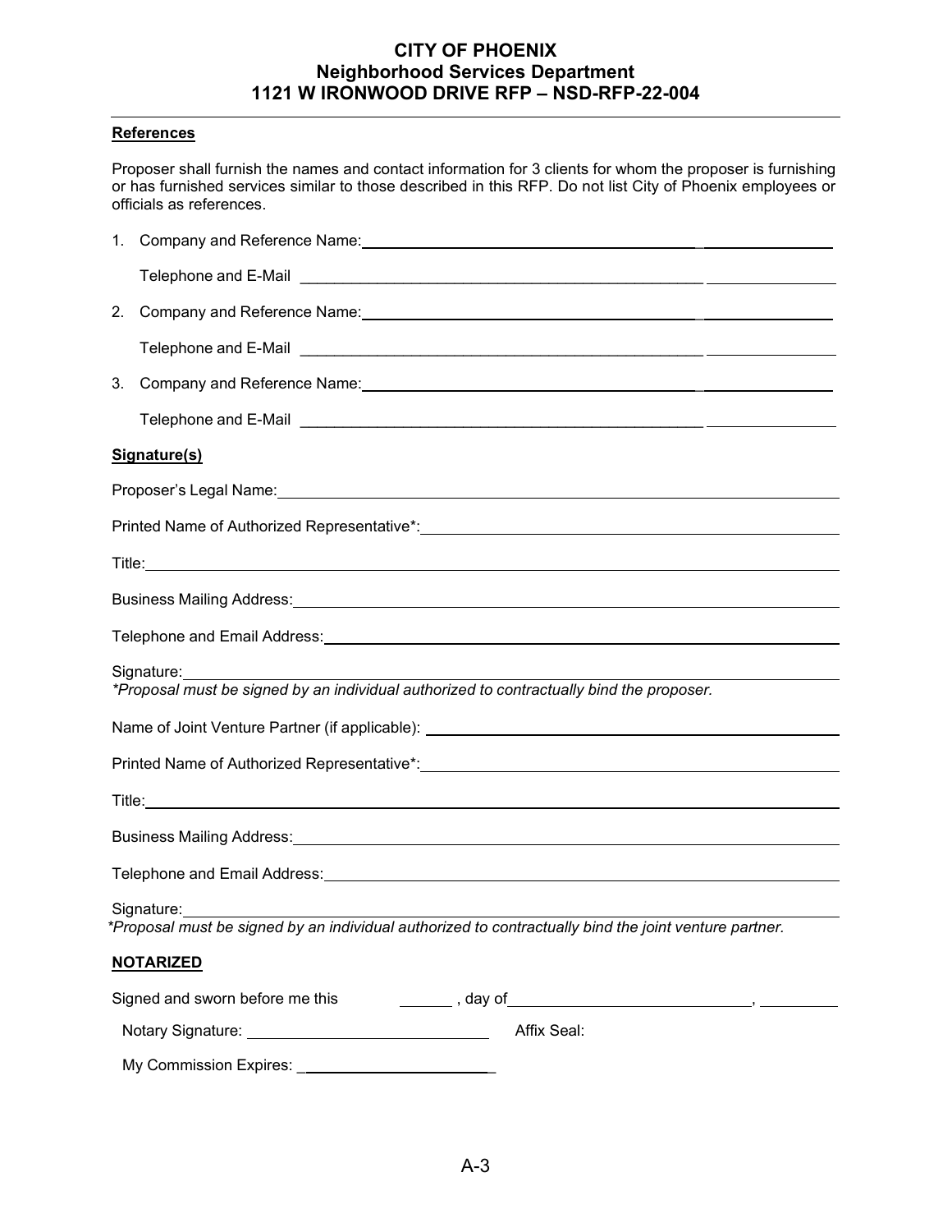**References**

Proposer shall furnish the names and contact information for 3 clients for whom the proposer is furnishing or has furnished services similar to those described in this RFP. Do not list City of Phoenix employees or officials as references.

1. Company and Reference Name: ______________________________

   Telephone and E-Mail ______________________________

2. Company and Reference Name: ______________________________

   Telephone and E-Mail ______________________________

3. Company and Reference Name: ______________________________

   Telephone and E-Mail ______________________________

**Signature(s)**

Proposer's Legal Name: ______________________________

Printed Name of Authorized Representative*: ______________________________

Title: ______________________________

Business Mailing Address: ______________________________

Telephone and Email Address: ______________________________

Signature: ______________________________

*\*Proposal must be signed by an individual authorized to contractually bind the proposer.*

Name of Joint Venture Partner (if applicable): ______________________________

Printed Name of Authorized Representative*: ______________________________

Title: ______________________________

Business Mailing Address: ______________________________

Telephone and Email Address: ______________________________

Signature: ______________________________

*\*Proposal must be signed by an individual authorized to contractually bind the joint venture partner.*

**NOTARIZED**

Signed and sworn before me this ______ , day of ______________________________, __________

Notary Signature: ______________________________ Affix Seal:

My Commission Expires: ______________________________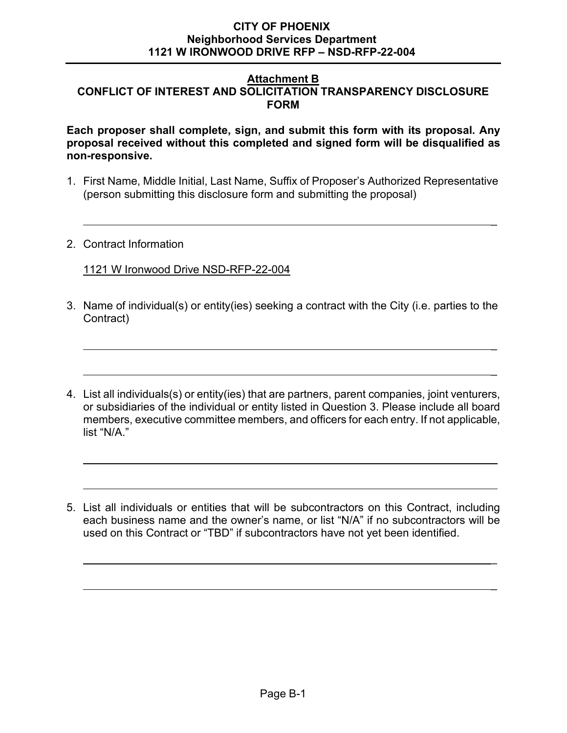## Attachment B

## CONFLICT OF INTEREST AND SOLICITATION TRANSPARENCY DISCLOSURE FORM

**Each proposer shall complete, sign, and submit this form with its proposal. Any proposal received without this completed and signed form will be disqualified as non-responsive.**

1. First Name, Middle Initial, Last Name, Suffix of Proposer's Authorized Representative (person submitting this disclosure form and submitting the proposal)

   \_\_\_\_\_\_\_\_\_\_\_\_\_\_\_\_\_\_\_\_\_\_\_\_\_\_\_\_\_\_\_\_\_\_\_\_\_\_\_\_\_\_\_\_\_\_\_\_\_\_\_\_\_\_\_\_

2. Contract Information

   <u>1121 W Ironwood Drive NSD-RFP-22-004</u>

3. Name of individual(s) or entity(ies) seeking a contract with the City (i.e. parties to the Contract)

   \_\_\_\_\_\_\_\_\_\_\_\_\_\_\_\_\_\_\_\_\_\_\_\_\_\_\_\_\_\_\_\_\_\_\_\_\_\_\_\_\_\_\_\_\_\_\_\_\_\_\_\_\_\_\_\_

   \_\_\_\_\_\_\_\_\_\_\_\_\_\_\_\_\_\_\_\_\_\_\_\_\_\_\_\_\_\_\_\_\_\_\_\_\_\_\_\_\_\_\_\_\_\_\_\_\_\_\_\_\_\_\_\_

4. List all individuals(s) or entity(ies) that are partners, parent companies, joint venturers, or subsidiaries of the individual or entity listed in Question 3. Please include all board members, executive committee members, and officers for each entry. If not applicable, list "N/A."

   \_\_\_\_\_\_\_\_\_\_\_\_\_\_\_\_\_\_\_\_\_\_\_\_\_\_\_\_\_\_\_\_\_\_\_\_\_\_\_\_\_\_\_\_\_\_\_\_\_\_\_\_\_\_\_\_

   \_\_\_\_\_\_\_\_\_\_\_\_\_\_\_\_\_\_\_\_\_\_\_\_\_\_\_\_\_\_\_\_\_\_\_\_\_\_\_\_\_\_\_\_\_\_\_\_\_\_\_\_\_\_\_\_

5. List all individuals or entities that will be subcontractors on this Contract, including each business name and the owner's name, or list "N/A" if no subcontractors will be used on this Contract or "TBD" if subcontractors have not yet been identified.

   \_\_\_\_\_\_\_\_\_\_\_\_\_\_\_\_\_\_\_\_\_\_\_\_\_\_\_\_\_\_\_\_\_\_\_\_\_\_\_\_\_\_\_\_\_\_\_\_\_\_\_\_\_\_\_\_

   \_\_\_\_\_\_\_\_\_\_\_\_\_\_\_\_\_\_\_\_\_\_\_\_\_\_\_\_\_\_\_\_\_\_\_\_\_\_\_\_\_\_\_\_\_\_\_\_\_\_\_\_\_\_\_\_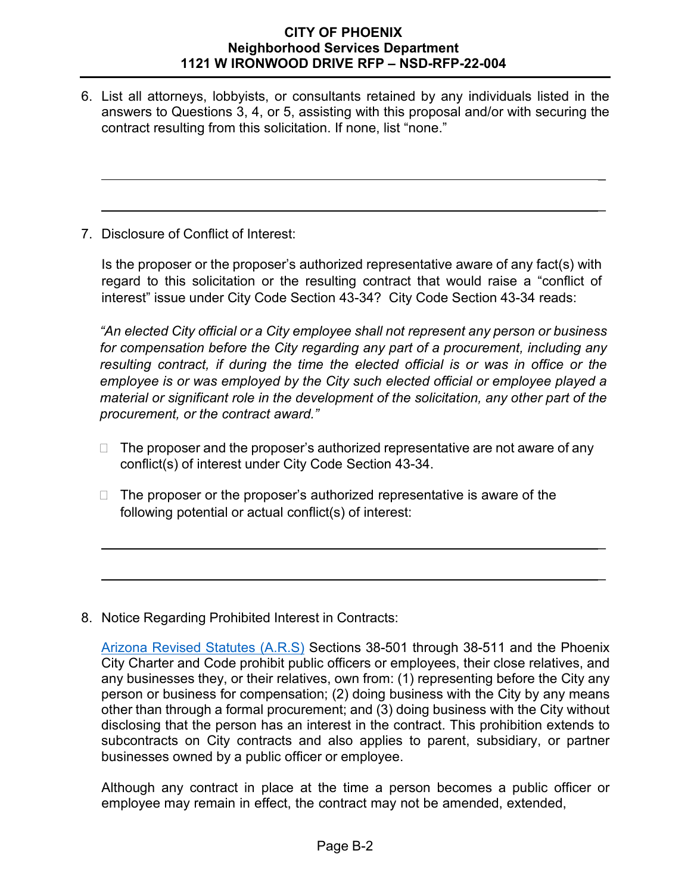6. List all attorneys, lobbyists, or consultants retained by any individuals listed in the answers to Questions 3, 4, or 5, assisting with this proposal and/or with securing the contract resulting from this solicitation. If none, list "none."

   ______________________________________________________________________

   ______________________________________________________________________

7. Disclosure of Conflict of Interest:

   Is the proposer or the proposer's authorized representative aware of any fact(s) with regard to this solicitation or the resulting contract that would raise a "conflict of interest" issue under City Code Section 43-34? City Code Section 43-34 reads:

   *"An elected City official or a City employee shall not represent any person or business for compensation before the City regarding any part of a procurement, including any resulting contract, if during the time the elected official is or was in office or the employee is or was employed by the City such elected official or employee played a material or significant role in the development of the solicitation, any other part of the procurement, or the contract award."*

   ☐ The proposer and the proposer's authorized representative are not aware of any conflict(s) of interest under City Code Section 43-34.

   ☐ The proposer or the proposer's authorized representative is aware of the following potential or actual conflict(s) of interest:

   ______________________________________________________________________

   ______________________________________________________________________

8. Notice Regarding Prohibited Interest in Contracts:

   [Arizona Revised Statutes (A.R.S)] Sections 38-501 through 38-511 and the Phoenix City Charter and Code prohibit public officers or employees, their close relatives, and any businesses they, or their relatives, own from: (1) representing before the City any person or business for compensation; (2) doing business with the City by any means other than through a formal procurement; and (3) doing business with the City without disclosing that the person has an interest in the contract. This prohibition extends to subcontracts on City contracts and also applies to parent, subsidiary, or partner businesses owned by a public officer or employee.

   Although any contract in place at the time a person becomes a public officer or employee may remain in effect, the contract may not be amended, extended,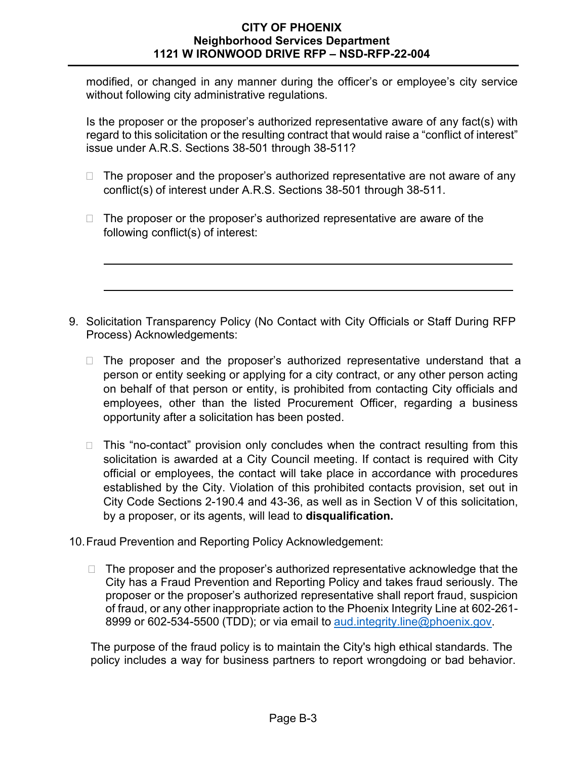modified, or changed in any manner during the officer's or employee's city service without following city administrative regulations.

Is the proposer or the proposer's authorized representative aware of any fact(s) with regard to this solicitation or the resulting contract that would raise a "conflict of interest" issue under A.R.S. Sections 38-501 through 38-511?

- ☐ The proposer and the proposer's authorized representative are not aware of any conflict(s) of interest under A.R.S. Sections 38-501 through 38-511.

- ☐ The proposer or the proposer's authorized representative are aware of the following conflict(s) of interest:

  ______________________________________________________________________

  ______________________________________________________________________

9. Solicitation Transparency Policy (No Contact with City Officials or Staff During RFP Process) Acknowledgements:

   - ☐ The proposer and the proposer's authorized representative understand that a person or entity seeking or applying for a city contract, or any other person acting on behalf of that person or entity, is prohibited from contacting City officials and employees, other than the listed Procurement Officer, regarding a business opportunity after a solicitation has been posted.

   - ☐ This "no-contact" provision only concludes when the contract resulting from this solicitation is awarded at a City Council meeting. If contact is required with City official or employees, the contact will take place in accordance with procedures established by the City. Violation of this prohibited contacts provision, set out in City Code Sections 2-190.4 and 43-36, as well as in Section V of this solicitation, by a proposer, or its agents, will lead to **disqualification.**

10. Fraud Prevention and Reporting Policy Acknowledgement:

    - ☐ The proposer and the proposer's authorized representative acknowledge that the City has a Fraud Prevention and Reporting Policy and takes fraud seriously. The proposer or the proposer's authorized representative shall report fraud, suspicion of fraud, or any other inappropriate action to the Phoenix Integrity Line at 602-261-8999 or 602-534-5500 (TDD); or via email to aud.integrity.line@phoenix.gov.

    The purpose of the fraud policy is to maintain the City's high ethical standards. The policy includes a way for business partners to report wrongdoing or bad behavior.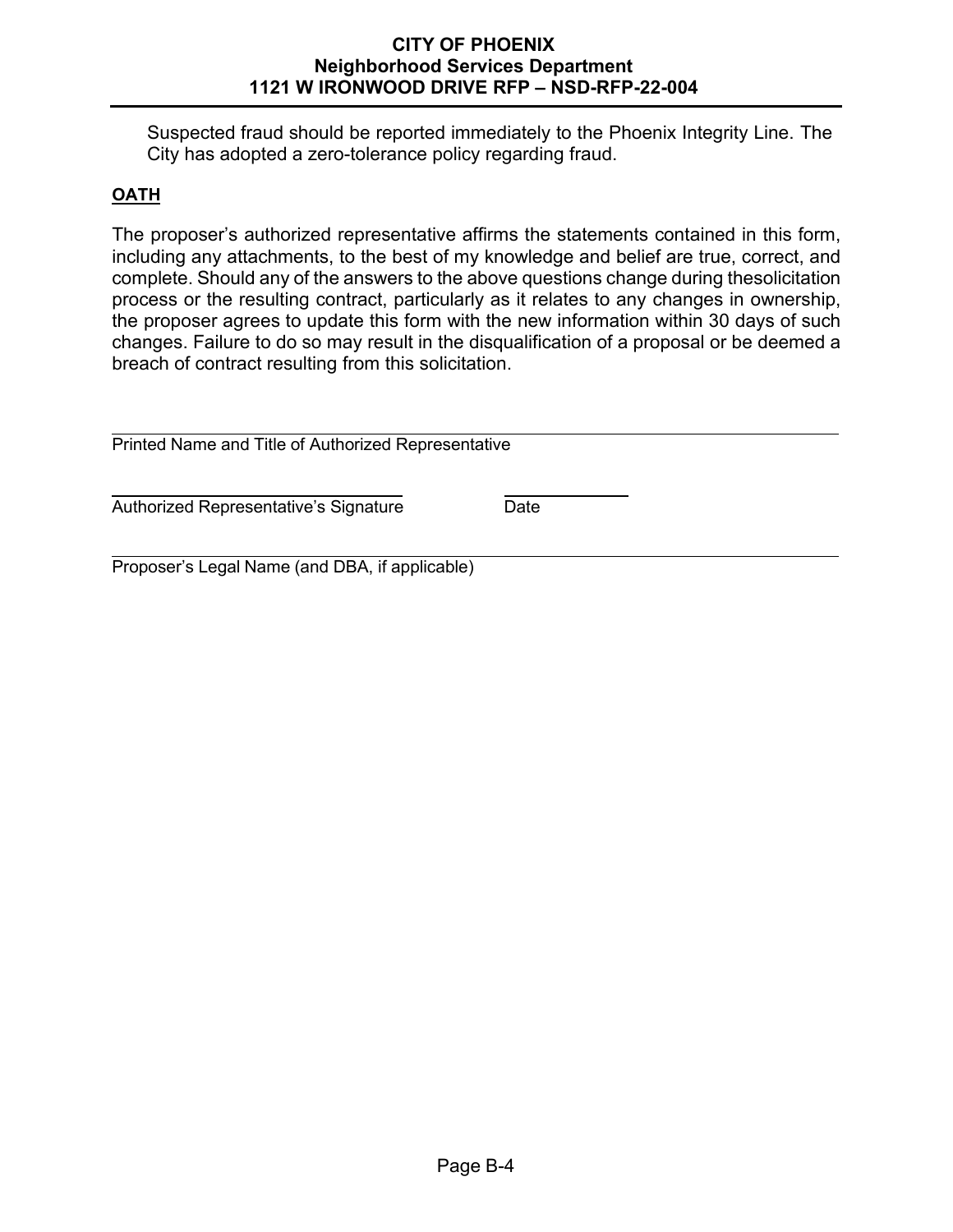Suspected fraud should be reported immediately to the Phoenix Integrity Line. The City has adopted a zero-tolerance policy regarding fraud.

**OATH**

The proposer's authorized representative affirms the statements contained in this form, including any attachments, to the best of my knowledge and belief are true, correct, and complete. Should any of the answers to the above questions change during thesolicitation process or the resulting contract, particularly as it relates to any changes in ownership, the proposer agrees to update this form with the new information within 30 days of such changes. Failure to do so may result in the disqualification of a proposal or be deemed a breach of contract resulting from this solicitation.

\_\_\_\_\_\_\_\_\_\_\_\_\_\_\_\_\_\_\_\_\_\_\_\_\_\_\_\_\_\_\_\_\_\_\_\_\_\_\_\_\_\_\_\_\_\_\_\_\_\_\_\_\_\_\_\_\_\_\_\_\_\_\_\_
Printed Name and Title of Authorized Representative

\_\_\_\_\_\_\_\_\_\_\_\_\_\_\_\_\_\_\_\_\_\_\_\_\_\_\_\_\_\_\_\_\_ \_\_\_\_\_\_\_\_\_\_\_\_\_\_
Authorized Representative's Signature Date

\_\_\_\_\_\_\_\_\_\_\_\_\_\_\_\_\_\_\_\_\_\_\_\_\_\_\_\_\_\_\_\_\_\_\_\_\_\_\_\_\_\_\_\_\_\_\_\_\_\_\_\_\_\_\_\_\_\_\_\_\_\_\_\_
Proposer's Legal Name (and DBA, if applicable)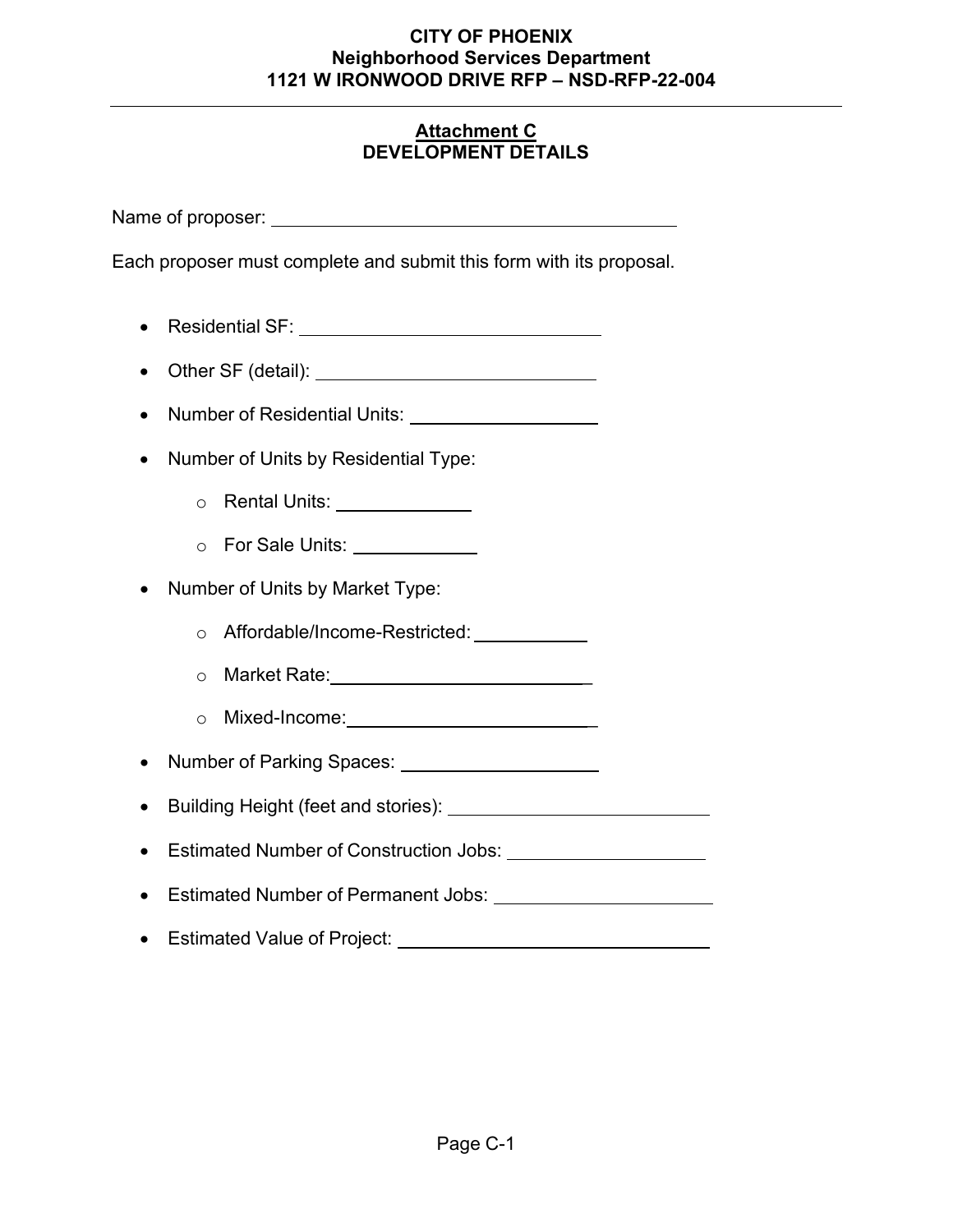**CITY OF PHOENIX**
**Neighborhood Services Department**
**1121 W IRONWOOD DRIVE RFP – NSD-RFP-22-004**

---

## Attachment C
## DEVELOPMENT DETAILS

Name of proposer: ____________________________________________

Each proposer must complete and submit this form with its proposal.

- Residential SF: ________________________________
- Other SF (detail): ______________________________
- Number of Residential Units: ____________________
- Number of Units by Residential Type:
  - Rental Units: ______________
  - For Sale Units: _____________
- Number of Units by Market Type:
  - Affordable/Income-Restricted: ____________
  - Market Rate: ____________________________
  - Mixed-Income: __________________________
- Number of Parking Spaces: _____________________
- Building Height (feet and stories): ______________________________
- Estimated Number of Construction Jobs: _____________________
- Estimated Number of Permanent Jobs: _______________________
- Estimated Value of Project: ___________________________________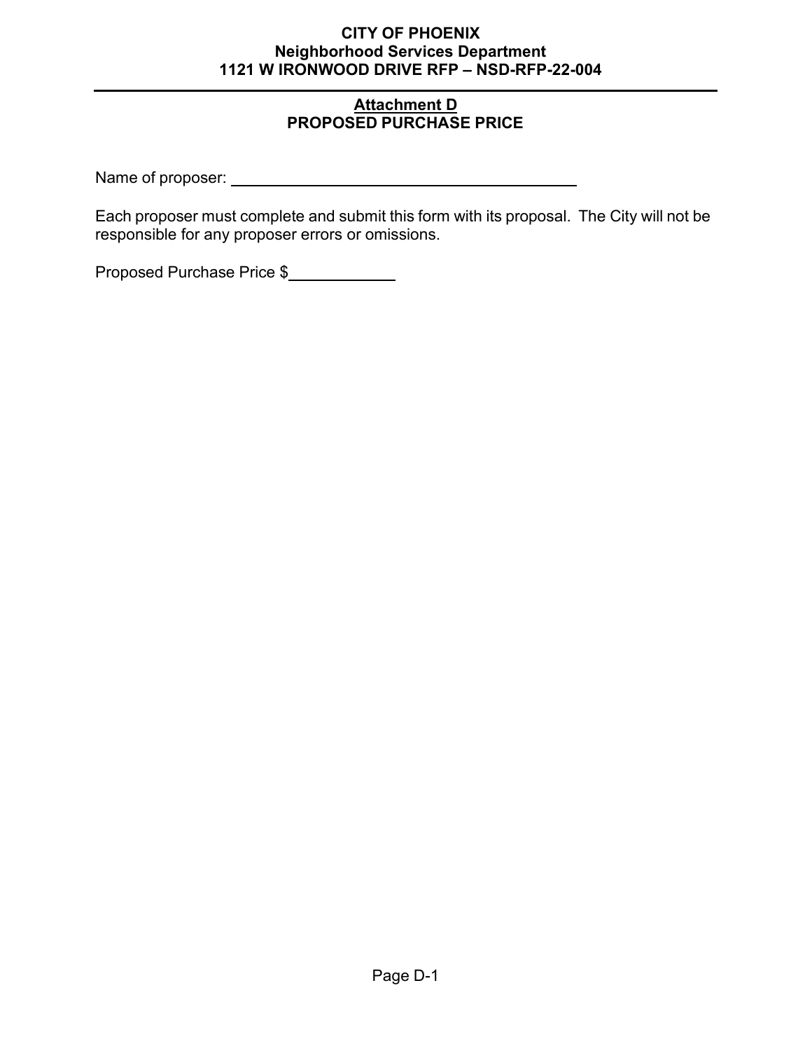**CITY OF PHOENIX**
**Neighborhood Services Department**
**1121 W IRONWOOD DRIVE RFP – NSD-RFP-22-004**

---

## Attachment D
## PROPOSED PURCHASE PRICE

Name of proposer: ________________________________________

Each proposer must complete and submit this form with its proposal. The City will not be responsible for any proposer errors or omissions.

Proposed Purchase Price $____________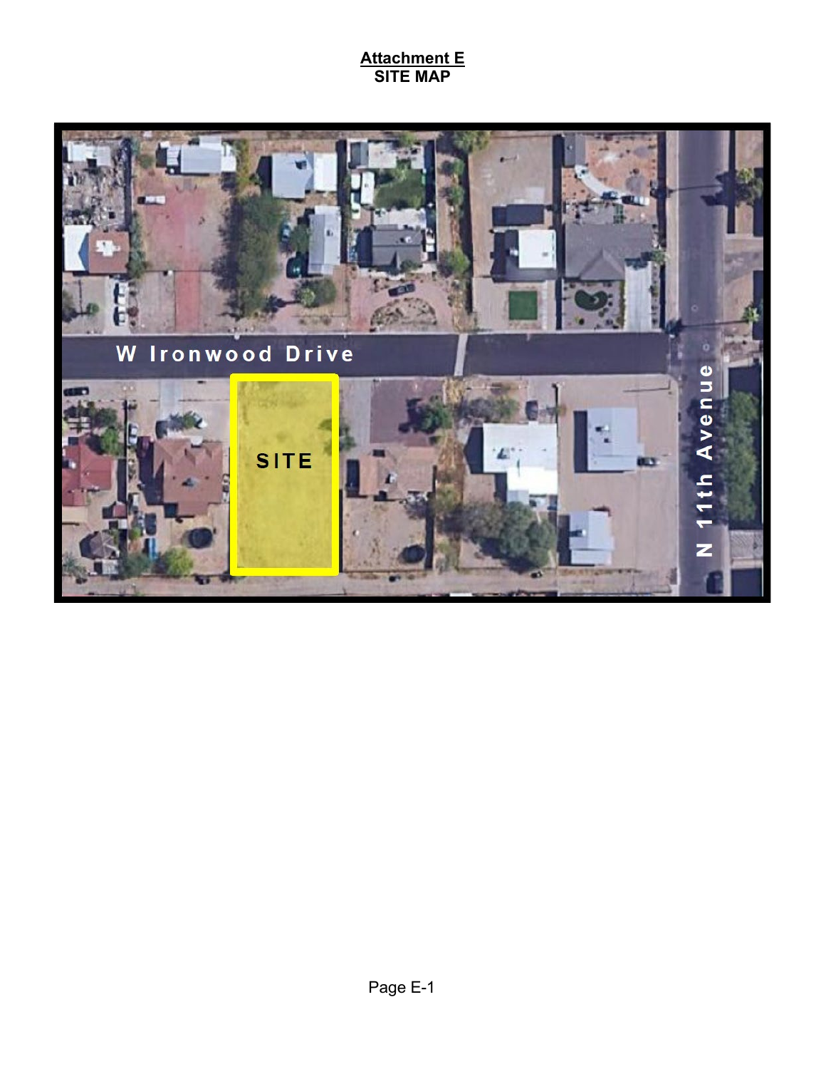**Attachment E**
**SITE MAP**

W Ironwood Drive

SITE

N 11th Avenue